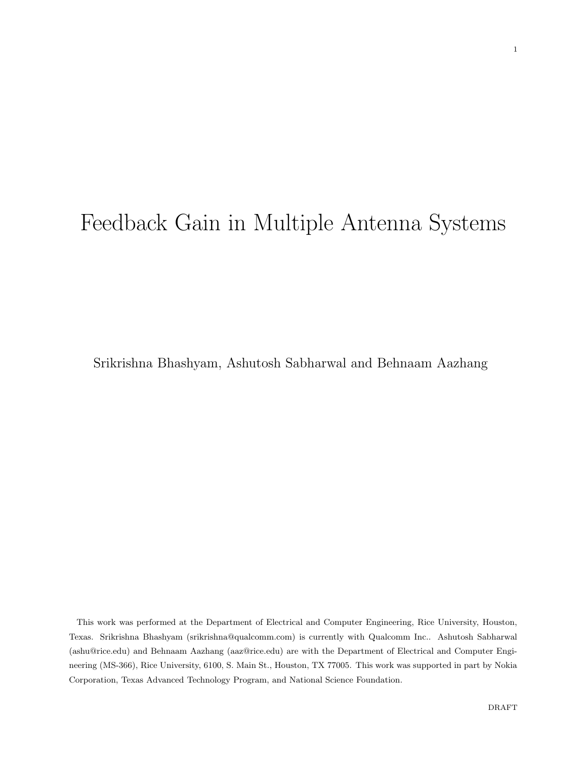# Feedback Gain in Multiple Antenna Systems

Srikrishna Bhashyam, Ashutosh Sabharwal and Behnaam Aazhang

This work was performed at the Department of Electrical and Computer Engineering, Rice University, Houston, Texas. Srikrishna Bhashyam (srikrishna@qualcomm.com) is currently with Qualcomm Inc.. Ashutosh Sabharwal (ashu@rice.edu) and Behnaam Aazhang (aaz@rice.edu) are with the Department of Electrical and Computer Engineering (MS-366), Rice University, 6100, S. Main St., Houston, TX 77005. This work was supported in part by Nokia Corporation, Texas Advanced Technology Program, and National Science Foundation.

DRAFT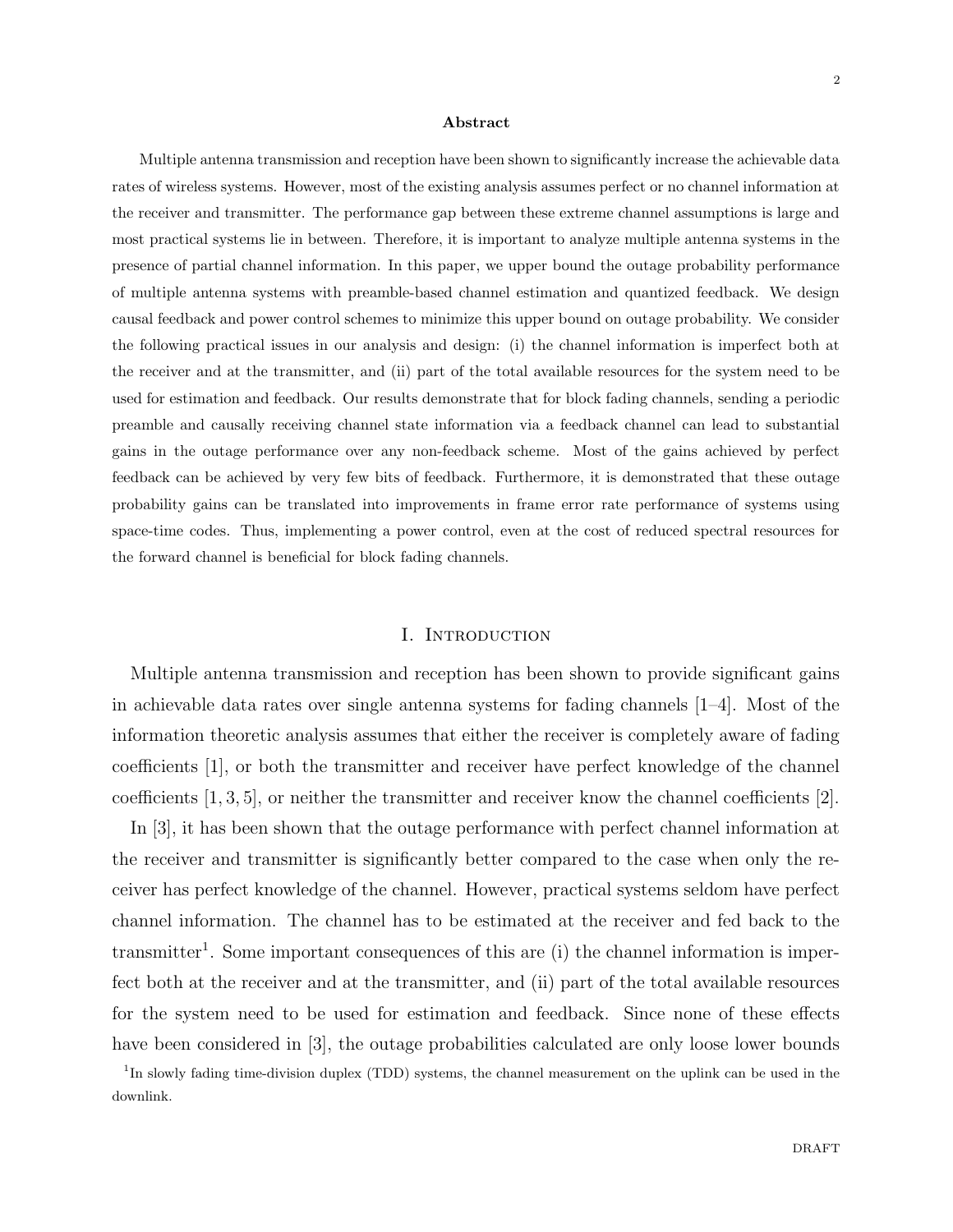## Abstract

Multiple antenna transmission and reception have been shown to significantly increase the achievable data rates of wireless systems. However, most of the existing analysis assumes perfect or no channel information at the receiver and transmitter. The performance gap between these extreme channel assumptions is large and most practical systems lie in between. Therefore, it is important to analyze multiple antenna systems in the presence of partial channel information. In this paper, we upper bound the outage probability performance of multiple antenna systems with preamble-based channel estimation and quantized feedback. We design causal feedback and power control schemes to minimize this upper bound on outage probability. We consider the following practical issues in our analysis and design: (i) the channel information is imperfect both at the receiver and at the transmitter, and (ii) part of the total available resources for the system need to be used for estimation and feedback. Our results demonstrate that for block fading channels, sending a periodic preamble and causally receiving channel state information via a feedback channel can lead to substantial gains in the outage performance over any non-feedback scheme. Most of the gains achieved by perfect feedback can be achieved by very few bits of feedback. Furthermore, it is demonstrated that these outage probability gains can be translated into improvements in frame error rate performance of systems using space-time codes. Thus, implementing a power control, even at the cost of reduced spectral resources for the forward channel is beneficial for block fading channels.

# I. Introduction

Multiple antenna transmission and reception has been shown to provide significant gains in achievable data rates over single antenna systems for fading channels [1–4]. Most of the information theoretic analysis assumes that either the receiver is completely aware of fading coefficients [1], or both the transmitter and receiver have perfect knowledge of the channel coefficients [1, 3, 5], or neither the transmitter and receiver know the channel coefficients [2].

In [3], it has been shown that the outage performance with perfect channel information at the receiver and transmitter is significantly better compared to the case when only the receiver has perfect knowledge of the channel. However, practical systems seldom have perfect channel information. The channel has to be estimated at the receiver and fed back to the transmitter[1]. Some important consequences of this are (i) the channel information is imperfect both at the receiver and at the transmitter, and (ii) part of the total available resources for the system need to be used for estimation and feedback. Since none of these effects have been considered in [3], the outage probabilities calculated are only loose lower bounds

[1]In slowly fading time-division duplex (TDD) systems, the channel measurement on the uplink can be used in the downlink.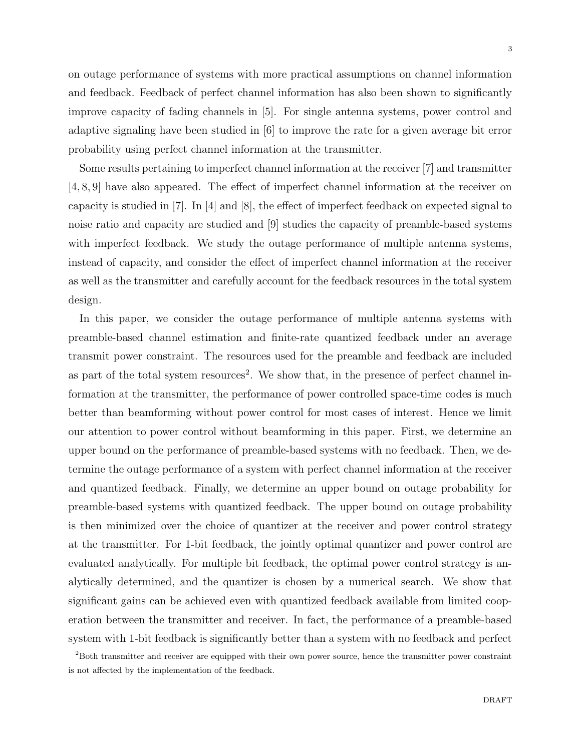on outage performance of systems with more practical assumptions on channel information and feedback. Feedback of perfect channel information has also been shown to significantly improve capacity of fading channels in [5]. For single antenna systems, power control and adaptive signaling have been studied in [6] to improve the rate for a given average bit error probability using perfect channel information at the transmitter.

Some results pertaining to imperfect channel information at the receiver [7] and transmitter [4, 8, 9] have also appeared. The effect of imperfect channel information at the receiver on capacity is studied in [7]. In [4] and [8], the effect of imperfect feedback on expected signal to noise ratio and capacity are studied and [9] studies the capacity of preamble-based systems with imperfect feedback. We study the outage performance of multiple antenna systems, instead of capacity, and consider the effect of imperfect channel information at the receiver as well as the transmitter and carefully account for the feedback resources in the total system design.

In this paper, we consider the outage performance of multiple antenna systems with preamble-based channel estimation and finite-rate quantized feedback under an average transmit power constraint. The resources used for the preamble and feedback are included as part of the total system resources[2]. We show that, in the presence of perfect channel information at the transmitter, the performance of power controlled space-time codes is much better than beamforming without power control for most cases of interest. Hence we limit our attention to power control without beamforming in this paper. First, we determine an upper bound on the performance of preamble-based systems with no feedback. Then, we determine the outage performance of a system with perfect channel information at the receiver and quantized feedback. Finally, we determine an upper bound on outage probability for preamble-based systems with quantized feedback. The upper bound on outage probability is then minimized over the choice of quantizer at the receiver and power control strategy at the transmitter. For 1-bit feedback, the jointly optimal quantizer and power control are evaluated analytically. For multiple bit feedback, the optimal power control strategy is analytically determined, and the quantizer is chosen by a numerical search. We show that significant gains can be achieved even with quantized feedback available from limited cooperation between the transmitter and receiver. In fact, the performance of a preamble-based system with 1-bit feedback is significantly better than a system with no feedback and perfect

[2]Both transmitter and receiver are equipped with their own power source, hence the transmitter power constraint is not affected by the implementation of the feedback.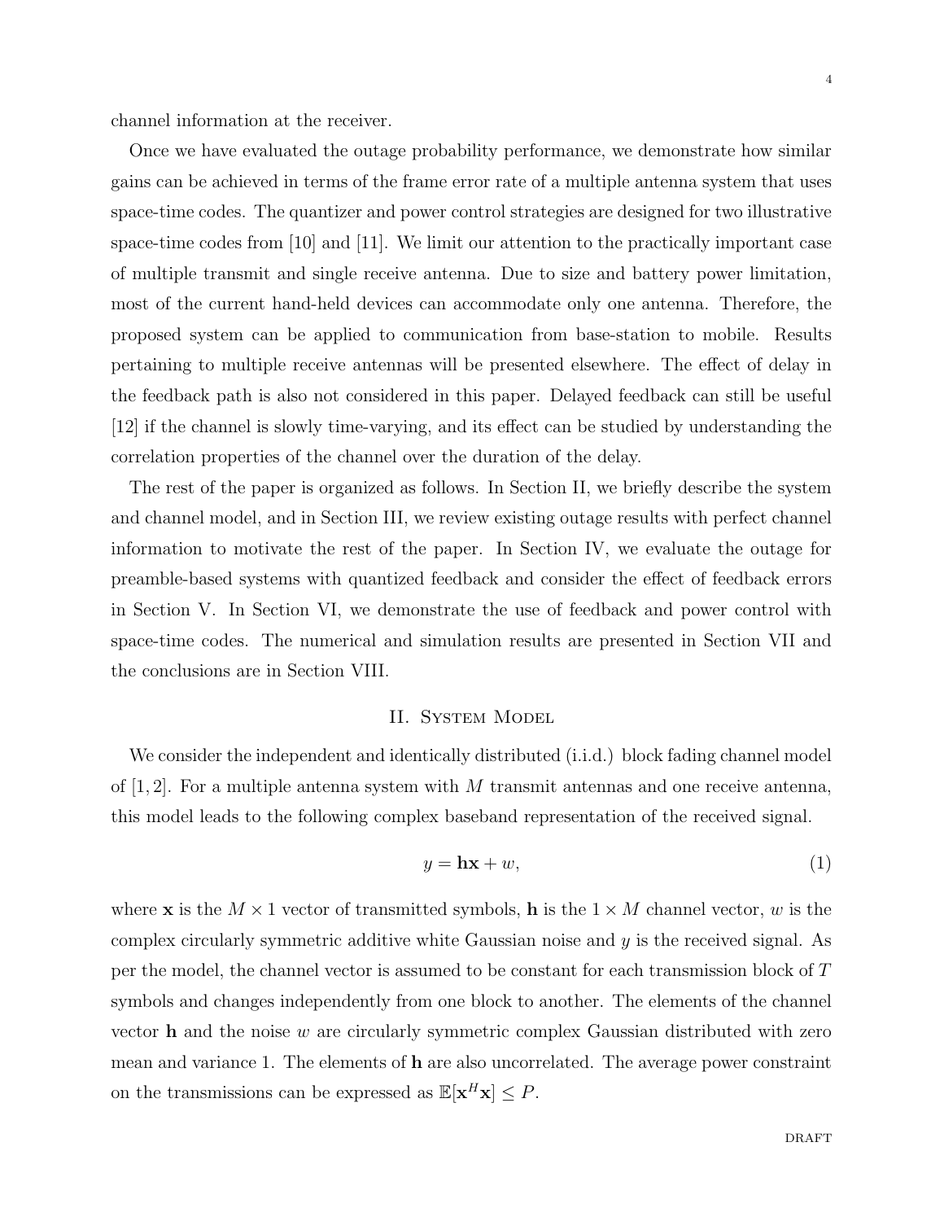channel information at the receiver.

Once we have evaluated the outage probability performance, we demonstrate how similar gains can be achieved in terms of the frame error rate of a multiple antenna system that uses space-time codes. The quantizer and power control strategies are designed for two illustrative space-time codes from [10] and [11]. We limit our attention to the practically important case of multiple transmit and single receive antenna. Due to size and battery power limitation, most of the current hand-held devices can accommodate only one antenna. Therefore, the proposed system can be applied to communication from base-station to mobile. Results pertaining to multiple receive antennas will be presented elsewhere. The effect of delay in the feedback path is also not considered in this paper. Delayed feedback can still be useful [12] if the channel is slowly time-varying, and its effect can be studied by understanding the correlation properties of the channel over the duration of the delay.

The rest of the paper is organized as follows. In Section II, we briefly describe the system and channel model, and in Section III, we review existing outage results with perfect channel information to motivate the rest of the paper. In Section IV, we evaluate the outage for preamble-based systems with quantized feedback and consider the effect of feedback errors in Section V. In Section VI, we demonstrate the use of feedback and power control with space-time codes. The numerical and simulation results are presented in Section VII and the conclusions are in Section VIII.

## II. System Model

We consider the independent and identically distributed (i.i.d.) block fading channel model of [1, 2]. For a multiple antenna system with $M$ transmit antennas and one receive antenna, this model leads to the following complex baseband representation of the received signal.

$$y = \mathbf{h}\mathbf{x} + w, \tag{1}$$

where $\mathbf{x}$ is the $M \times 1$ vector of transmitted symbols, $\mathbf{h}$ is the $1 \times M$ channel vector, $w$ is the complex circularly symmetric additive white Gaussian noise and $y$ is the received signal. As per the model, the channel vector is assumed to be constant for each transmission block of $T$ symbols and changes independently from one block to another. The elements of the channel vector $\mathbf{h}$ and the noise $w$ are circularly symmetric complex Gaussian distributed with zero mean and variance 1. The elements of $\mathbf{h}$ are also uncorrelated. The average power constraint on the transmissions can be expressed as $\mathbb{E}[\mathbf{x}^H\mathbf{x}] \leq P$.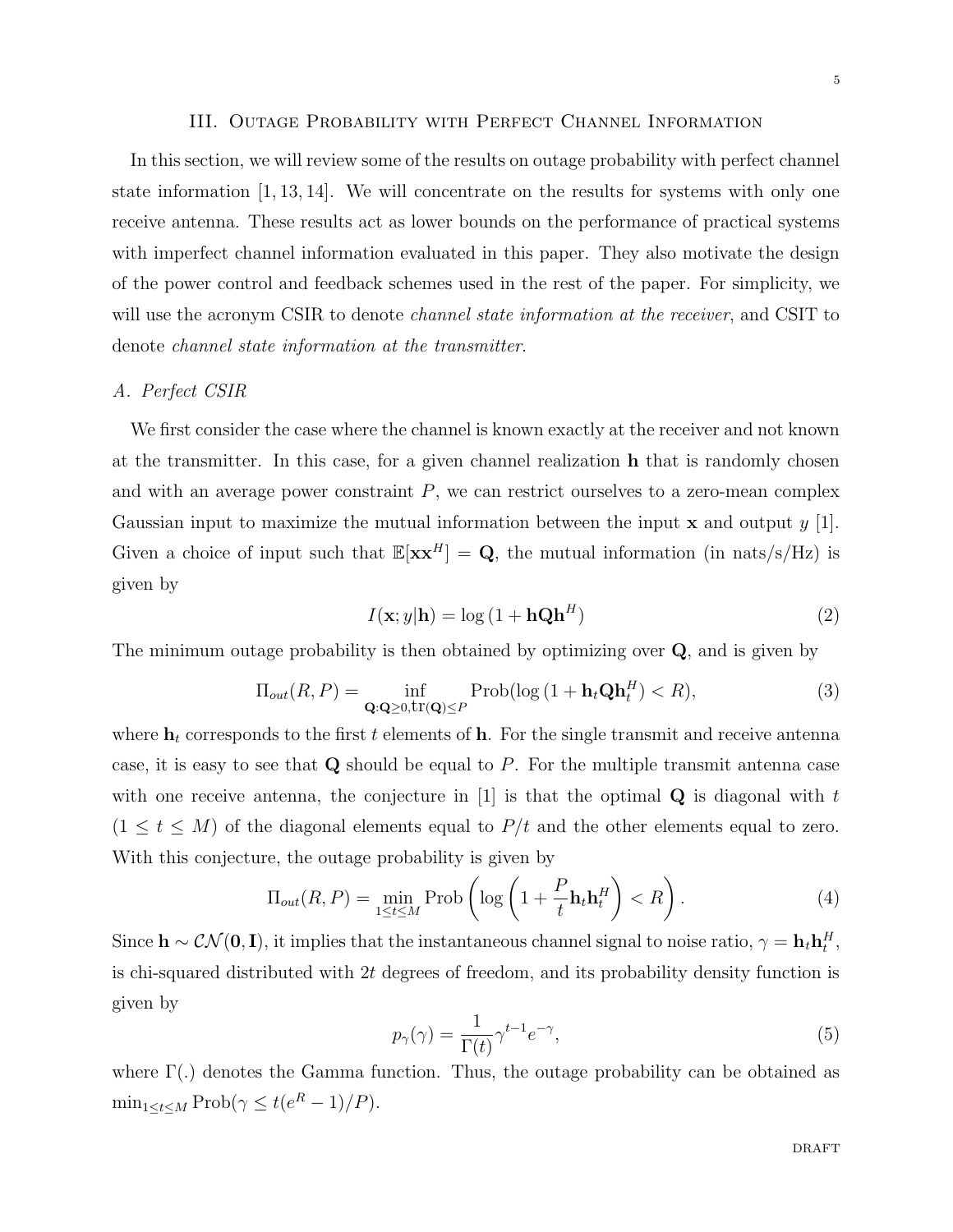## III. Outage Probability with Perfect Channel Information

In this section, we will review some of the results on outage probability with perfect channel state information [1, 13, 14]. We will concentrate on the results for systems with only one receive antenna. These results act as lower bounds on the performance of practical systems with imperfect channel information evaluated in this paper. They also motivate the design of the power control and feedback schemes used in the rest of the paper. For simplicity, we will use the acronym CSIR to denote *channel state information at the receiver*, and CSIT to denote *channel state information at the transmitter*.

### A. Perfect CSIR

We first consider the case where the channel is known exactly at the receiver and not known at the transmitter. In this case, for a given channel realization $\mathbf{h}$ that is randomly chosen and with an average power constraint $P$, we can restrict ourselves to a zero-mean complex Gaussian input to maximize the mutual information between the input $\mathbf{x}$ and output $y$ [1]. Given a choice of input such that $\mathbb{E}[\mathbf{x}\mathbf{x}^H] = \mathbf{Q}$, the mutual information (in nats/s/Hz) is given by

$$I(\mathbf{x}; y|\mathbf{h}) = \log\left(1 + \mathbf{h}\mathbf{Q}\mathbf{h}^H\right) \tag{2}$$

The minimum outage probability is then obtained by optimizing over $\mathbf{Q}$, and is given by

$$\Pi_{out}(R, P) = \inf_{\mathbf{Q}:\mathbf{Q}\geq 0, \mathrm{tr}(\mathbf{Q})\leq P} \mathrm{Prob}(\log\left(1 + \mathbf{h}_t\mathbf{Q}\mathbf{h}_t^H\right) < R), \tag{3}$$

where $\mathbf{h}_t$ corresponds to the first $t$ elements of $\mathbf{h}$. For the single transmit and receive antenna case, it is easy to see that $\mathbf{Q}$ should be equal to $P$. For the multiple transmit antenna case with one receive antenna, the conjecture in [1] is that the optimal $\mathbf{Q}$ is diagonal with $t$ $(1 \leq t \leq M)$ of the diagonal elements equal to $P/t$ and the other elements equal to zero. With this conjecture, the outage probability is given by

$$\Pi_{out}(R, P) = \min_{1\leq t\leq M} \mathrm{Prob}\left(\log\left(1 + \frac{P}{t}\mathbf{h}_t\mathbf{h}_t^H\right) < R\right). \tag{4}$$

Since $\mathbf{h} \sim \mathcal{CN}(\mathbf{0}, \mathbf{I})$, it implies that the instantaneous channel signal to noise ratio, $\gamma = \mathbf{h}_t\mathbf{h}_t^H$, is chi-squared distributed with $2t$ degrees of freedom, and its probability density function is given by

$$p_\gamma(\gamma) = \frac{1}{\Gamma(t)}\gamma^{t-1}e^{-\gamma}, \tag{5}$$

where $\Gamma(.)$ denotes the Gamma function. Thus, the outage probability can be obtained as $\min_{1\leq t\leq M} \mathrm{Prob}(\gamma \leq t(e^R - 1)/P)$.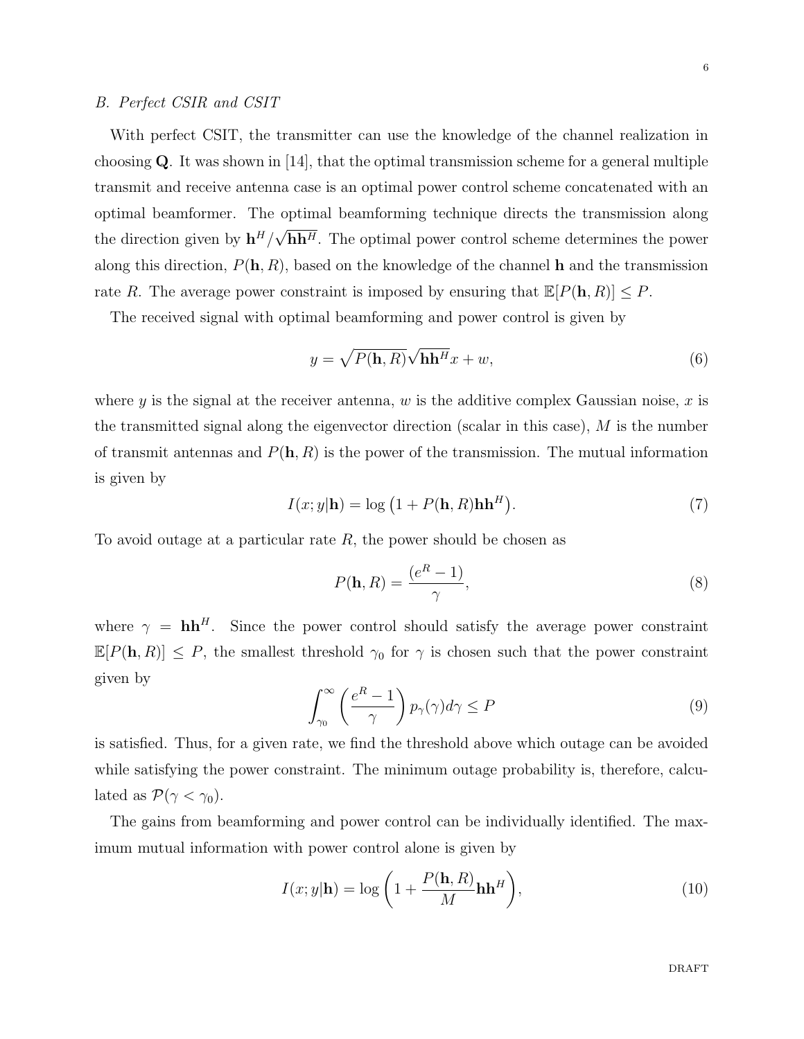### *B. Perfect CSIR and CSIT*

With perfect CSIT, the transmitter can use the knowledge of the channel realization in choosing $\mathbf{Q}$. It was shown in [14], that the optimal transmission scheme for a general multiple transmit and receive antenna case is an optimal power control scheme concatenated with an optimal beamformer. The optimal beamforming technique directs the transmission along the direction given by $\mathbf{h}^H/\sqrt{\mathbf{h}\mathbf{h}^H}$. The optimal power control scheme determines the power along this direction, $P(\mathbf{h}, R)$, based on the knowledge of the channel $\mathbf{h}$ and the transmission rate $R$. The average power constraint is imposed by ensuring that $\mathbb{E}[P(\mathbf{h}, R)] \leq P$.

The received signal with optimal beamforming and power control is given by

$$y = \sqrt{P(\mathbf{h}, R)}\sqrt{\mathbf{h}\mathbf{h}^H}x + w, \tag{6}$$

where $y$ is the signal at the receiver antenna, $w$ is the additive complex Gaussian noise, $x$ is the transmitted signal along the eigenvector direction (scalar in this case), $M$ is the number of transmit antennas and $P(\mathbf{h}, R)$ is the power of the transmission. The mutual information is given by

$$I(x; y|\mathbf{h}) = \log\left(1 + P(\mathbf{h}, R)\mathbf{h}\mathbf{h}^H\right). \tag{7}$$

To avoid outage at a particular rate $R$, the power should be chosen as

$$P(\mathbf{h}, R) = \frac{(e^R - 1)}{\gamma}, \tag{8}$$

where $\gamma = \mathbf{h}\mathbf{h}^H$. Since the power control should satisfy the average power constraint $\mathbb{E}[P(\mathbf{h}, R)] \leq P$, the smallest threshold $\gamma_0$ for $\gamma$ is chosen such that the power constraint given by

$$\int_{\gamma_0}^{\infty} \left(\frac{e^R - 1}{\gamma}\right) p_\gamma(\gamma) d\gamma \leq P \tag{9}$$

is satisfied. Thus, for a given rate, we find the threshold above which outage can be avoided while satisfying the power constraint. The minimum outage probability is, therefore, calculated as $\mathcal{P}(\gamma < \gamma_0)$.

The gains from beamforming and power control can be individually identified. The maximum mutual information with power control alone is given by

$$I(x; y|\mathbf{h}) = \log\left(1 + \frac{P(\mathbf{h}, R)}{M}\mathbf{h}\mathbf{h}^H\right), \tag{10}$$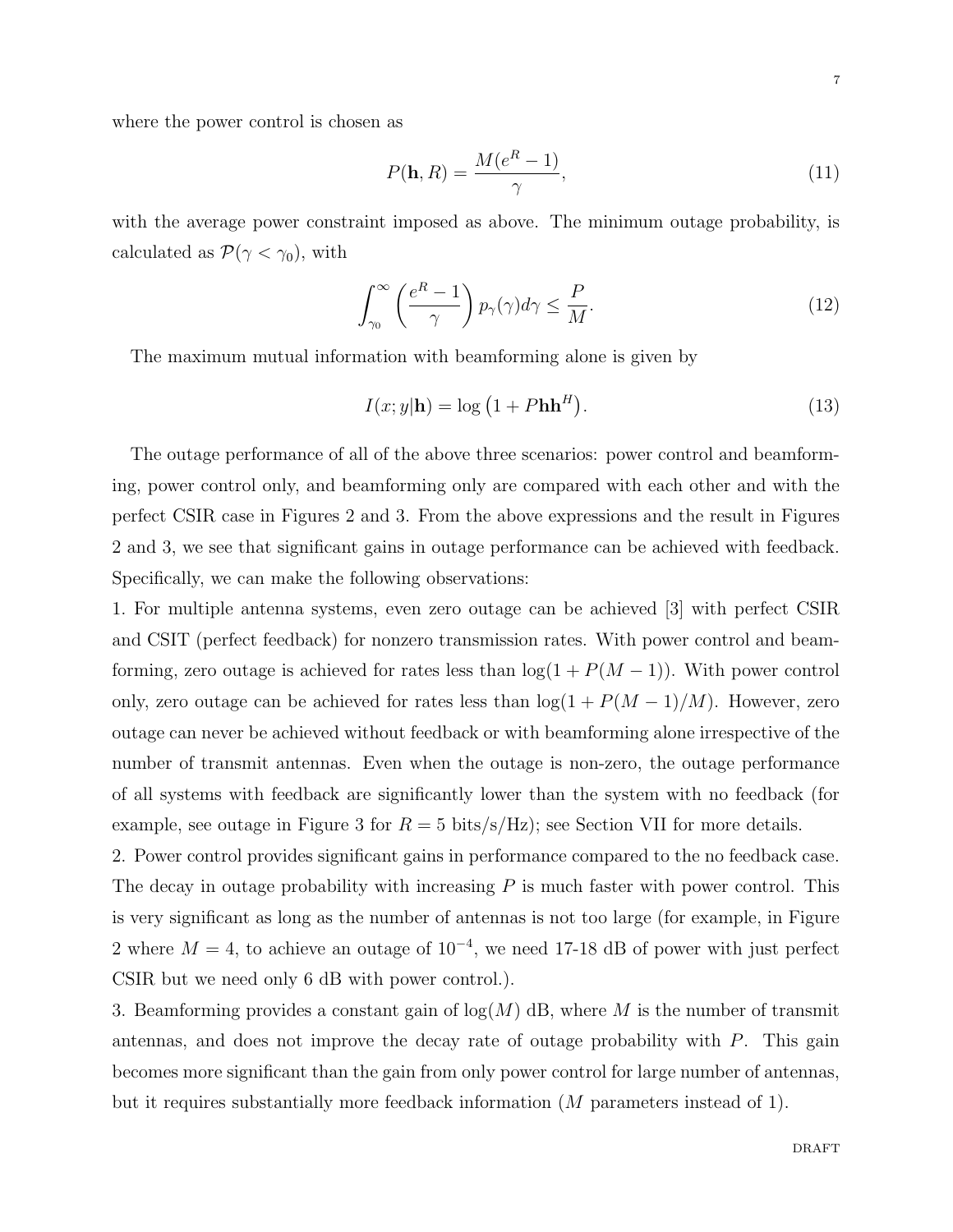where the power control is chosen as

$$P(\mathbf{h}, R) = \frac{M(e^R - 1)}{\gamma}, \tag{11}$$

with the average power constraint imposed as above. The minimum outage probability, is calculated as $\mathcal{P}(\gamma < \gamma_0)$, with

$$\int_{\gamma_0}^{\infty} \left(\frac{e^R - 1}{\gamma}\right) p_\gamma(\gamma) d\gamma \leq \frac{P}{M}. \tag{12}$$

The maximum mutual information with beamforming alone is given by

$$I(x; y|\mathbf{h}) = \log\left(1 + P\mathbf{h}\mathbf{h}^H\right). \tag{13}$$

The outage performance of all of the above three scenarios: power control and beamforming, power control only, and beamforming only are compared with each other and with the perfect CSIR case in Figures 2 and 3. From the above expressions and the result in Figures 2 and 3, we see that significant gains in outage performance can be achieved with feedback. Specifically, we can make the following observations:

1. For multiple antenna systems, even zero outage can be achieved [3] with perfect CSIR and CSIT (perfect feedback) for nonzero transmission rates. With power control and beamforming, zero outage is achieved for rates less than $\log(1 + P(M - 1))$. With power control only, zero outage can be achieved for rates less than $\log(1 + P(M - 1)/M)$. However, zero outage can never be achieved without feedback or with beamforming alone irrespective of the number of transmit antennas. Even when the outage is non-zero, the outage performance of all systems with feedback are significantly lower than the system with no feedback (for example, see outage in Figure 3 for $R = 5$ bits/s/Hz); see Section VII for more details.
2. Power control provides significant gains in performance compared to the no feedback case. The decay in outage probability with increasing $P$ is much faster with power control. This is very significant as long as the number of antennas is not too large (for example, in Figure 2 where $M = 4$, to achieve an outage of $10^{-4}$, we need 17-18 dB of power with just perfect CSIR but we need only 6 dB with power control.).
3. Beamforming provides a constant gain of $\log(M)$ dB, where $M$ is the number of transmit antennas, and does not improve the decay rate of outage probability with $P$. This gain becomes more significant than the gain from only power control for large number of antennas, but it requires substantially more feedback information ($M$ parameters instead of 1).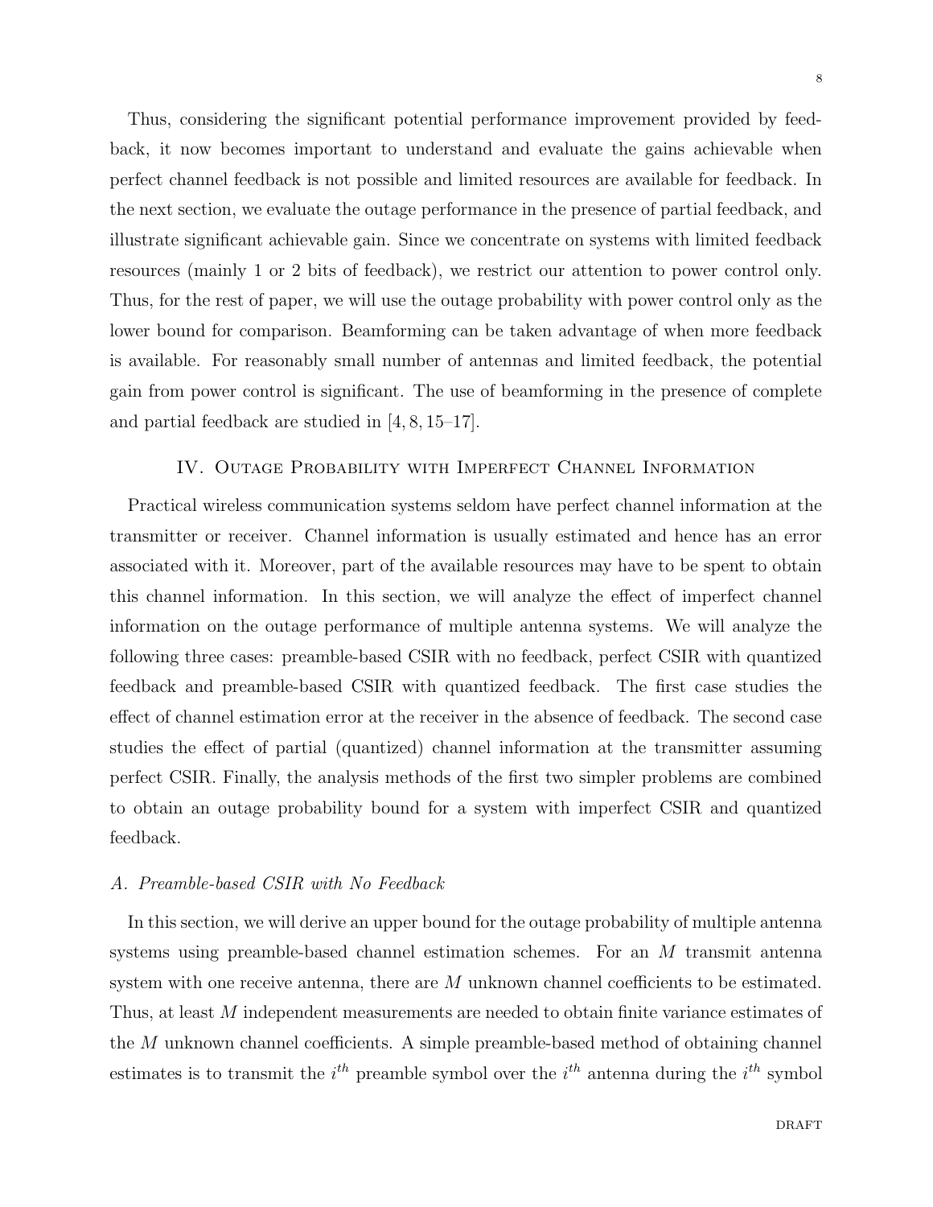Thus, considering the significant potential performance improvement provided by feedback, it now becomes important to understand and evaluate the gains achievable when perfect channel feedback is not possible and limited resources are available for feedback. In the next section, we evaluate the outage performance in the presence of partial feedback, and illustrate significant achievable gain. Since we concentrate on systems with limited feedback resources (mainly 1 or 2 bits of feedback), we restrict our attention to power control only. Thus, for the rest of paper, we will use the outage probability with power control only as the lower bound for comparison. Beamforming can be taken advantage of when more feedback is available. For reasonably small number of antennas and limited feedback, the potential gain from power control is significant. The use of beamforming in the presence of complete and partial feedback are studied in [4, 8, 15–17].

## IV. Outage Probability with Imperfect Channel Information

Practical wireless communication systems seldom have perfect channel information at the transmitter or receiver. Channel information is usually estimated and hence has an error associated with it. Moreover, part of the available resources may have to be spent to obtain this channel information. In this section, we will analyze the effect of imperfect channel information on the outage performance of multiple antenna systems. We will analyze the following three cases: preamble-based CSIR with no feedback, perfect CSIR with quantized feedback and preamble-based CSIR with quantized feedback. The first case studies the effect of channel estimation error at the receiver in the absence of feedback. The second case studies the effect of partial (quantized) channel information at the transmitter assuming perfect CSIR. Finally, the analysis methods of the first two simpler problems are combined to obtain an outage probability bound for a system with imperfect CSIR and quantized feedback.

### *A. Preamble-based CSIR with No Feedback*

In this section, we will derive an upper bound for the outage probability of multiple antenna systems using preamble-based channel estimation schemes. For an $M$ transmit antenna system with one receive antenna, there are $M$ unknown channel coefficients to be estimated. Thus, at least $M$ independent measurements are needed to obtain finite variance estimates of the $M$ unknown channel coefficients. A simple preamble-based method of obtaining channel estimates is to transmit the $i^{th}$ preamble symbol over the $i^{th}$ antenna during the $i^{th}$ symbol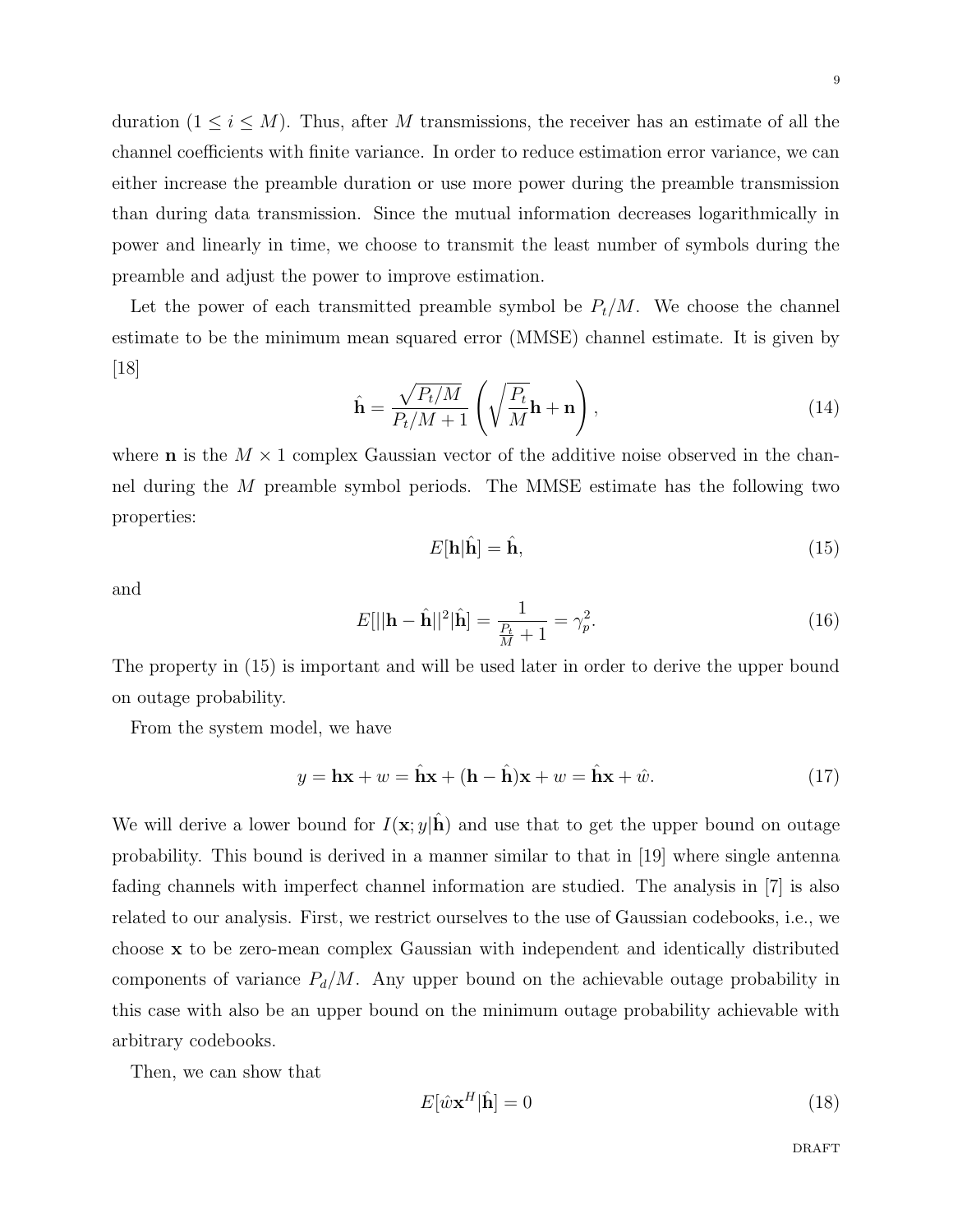duration ($1 \leq i \leq M$). Thus, after $M$ transmissions, the receiver has an estimate of all the channel coefficients with finite variance. In order to reduce estimation error variance, we can either increase the preamble duration or use more power during the preamble transmission than during data transmission. Since the mutual information decreases logarithmically in power and linearly in time, we choose to transmit the least number of symbols during the preamble and adjust the power to improve estimation.

Let the power of each transmitted preamble symbol be $P_t/M$. We choose the channel estimate to be the minimum mean squared error (MMSE) channel estimate. It is given by [18]

$$\hat{\mathbf{h}} = \frac{\sqrt{P_t/M}}{P_t/M + 1} \left( \sqrt{\frac{P_t}{M}} \mathbf{h} + \mathbf{n} \right), \tag{14}$$

where $\mathbf{n}$ is the $M \times 1$ complex Gaussian vector of the additive noise observed in the channel during the $M$ preamble symbol periods. The MMSE estimate has the following two properties:

$$E[\mathbf{h}|\hat{\mathbf{h}}] = \hat{\mathbf{h}}, \tag{15}$$

and

$$E[||\mathbf{h} - \hat{\mathbf{h}}||^2|\hat{\mathbf{h}}] = \frac{1}{\frac{P_t}{M} + 1} = \gamma_p^2. \tag{16}$$

The property in (15) is important and will be used later in order to derive the upper bound on outage probability.

From the system model, we have

$$y = \mathbf{h}\mathbf{x} + w = \hat{\mathbf{h}}\mathbf{x} + (\mathbf{h} - \hat{\mathbf{h}})\mathbf{x} + w = \hat{\mathbf{h}}\mathbf{x} + \hat{w}. \tag{17}$$

We will derive a lower bound for $I(\mathbf{x}; y|\hat{\mathbf{h}})$ and use that to get the upper bound on outage probability. This bound is derived in a manner similar to that in [19] where single antenna fading channels with imperfect channel information are studied. The analysis in [7] is also related to our analysis. First, we restrict ourselves to the use of Gaussian codebooks, i.e., we choose $\mathbf{x}$ to be zero-mean complex Gaussian with independent and identically distributed components of variance $P_d/M$. Any upper bound on the achievable outage probability in this case with also be an upper bound on the minimum outage probability achievable with arbitrary codebooks.

Then, we can show that

$$E[\hat{w}\mathbf{x}^H|\hat{\mathbf{h}}] = 0 \tag{18}$$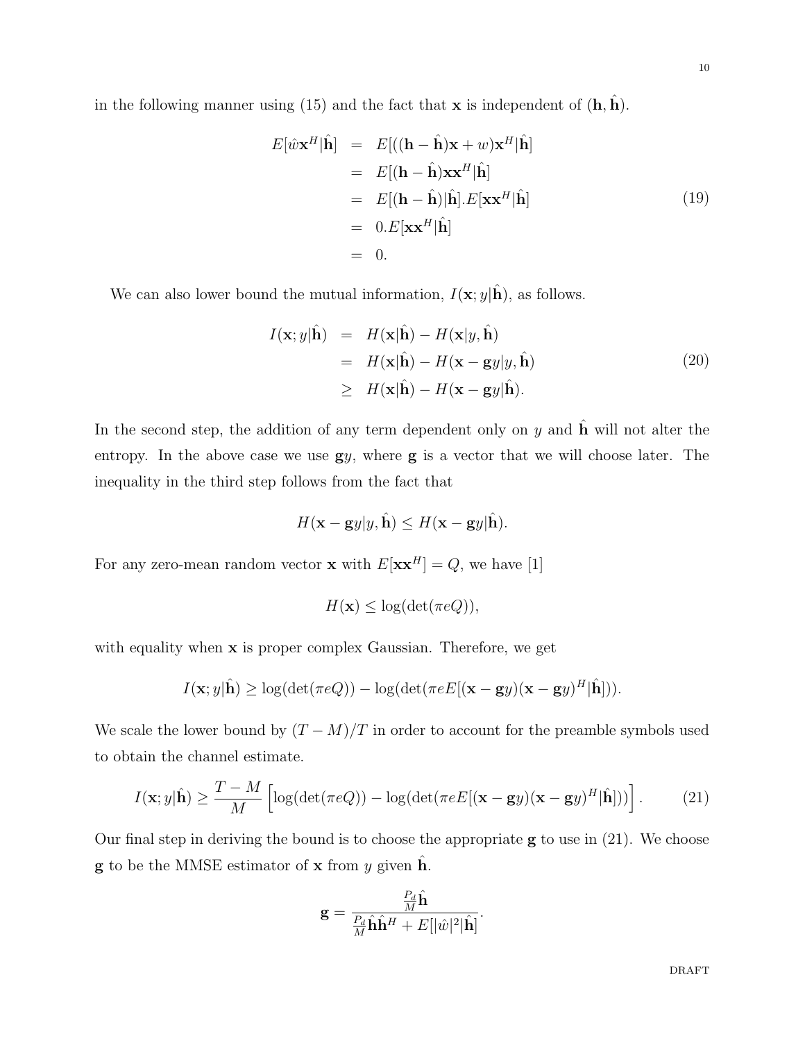in the following manner using (15) and the fact that $\mathbf{x}$ is independent of $(\mathbf{h}, \hat{\mathbf{h}})$.

$$
\begin{aligned}
E[\hat{w}\mathbf{x}^H|\hat{\mathbf{h}}] &= E[((\mathbf{h}-\hat{\mathbf{h}})\mathbf{x}+w)\mathbf{x}^H|\hat{\mathbf{h}}] \\
&= E[(\mathbf{h}-\hat{\mathbf{h}})\mathbf{x}\mathbf{x}^H|\hat{\mathbf{h}}] \\
&= E[(\mathbf{h}-\hat{\mathbf{h}})|\hat{\mathbf{h}}].E[\mathbf{x}\mathbf{x}^H|\hat{\mathbf{h}}] \\
&= 0.E[\mathbf{x}\mathbf{x}^H|\hat{\mathbf{h}}] \\
&= 0.
\end{aligned} \tag{19}
$$

We can also lower bound the mutual information, $I(\mathbf{x}; y|\hat{\mathbf{h}})$, as follows.

$$
\begin{aligned}
I(\mathbf{x}; y|\hat{\mathbf{h}}) &= H(\mathbf{x}|\hat{\mathbf{h}}) - H(\mathbf{x}|y, \hat{\mathbf{h}}) \\
&= H(\mathbf{x}|\hat{\mathbf{h}}) - H(\mathbf{x}-\mathbf{g}y|y, \hat{\mathbf{h}}) \\
&\geq H(\mathbf{x}|\hat{\mathbf{h}}) - H(\mathbf{x}-\mathbf{g}y|\hat{\mathbf{h}}).
\end{aligned} \tag{20}
$$

In the second step, the addition of any term dependent only on $y$ and $\hat{\mathbf{h}}$ will not alter the entropy. In the above case we use $\mathbf{g}y$, where $\mathbf{g}$ is a vector that we will choose later. The inequality in the third step follows from the fact that

$$
H(\mathbf{x}-\mathbf{g}y|y, \hat{\mathbf{h}}) \leq H(\mathbf{x}-\mathbf{g}y|\hat{\mathbf{h}}).
$$

For any zero-mean random vector $\mathbf{x}$ with $E[\mathbf{x}\mathbf{x}^H] = Q$, we have [1]

$$
H(\mathbf{x}) \leq \log(\det(\pi e Q)),
$$

with equality when $\mathbf{x}$ is proper complex Gaussian. Therefore, we get

$$
I(\mathbf{x}; y|\hat{\mathbf{h}}) \geq \log(\det(\pi e Q)) - \log(\det(\pi e E[(\mathbf{x}-\mathbf{g}y)(\mathbf{x}-\mathbf{g}y)^H|\hat{\mathbf{h}}])).
$$

We scale the lower bound by $(T-M)/T$ in order to account for the preamble symbols used to obtain the channel estimate.

$$
I(\mathbf{x}; y|\hat{\mathbf{h}}) \geq \frac{T-M}{M}\left[\log(\det(\pi e Q)) - \log(\det(\pi e E[(\mathbf{x}-\mathbf{g}y)(\mathbf{x}-\mathbf{g}y)^H|\hat{\mathbf{h}}]))\right]. \tag{21}
$$

Our final step in deriving the bound is to choose the appropriate $\mathbf{g}$ to use in (21). We choose $\mathbf{g}$ to be the MMSE estimator of $\mathbf{x}$ from $y$ given $\hat{\mathbf{h}}$.

$$
\mathbf{g} = \frac{\frac{P_d}{M}\hat{\mathbf{h}}}{\frac{P_d}{M}\hat{\mathbf{h}}\hat{\mathbf{h}}^H + E[|\hat{w}|^2|\hat{\mathbf{h}}]}.
$$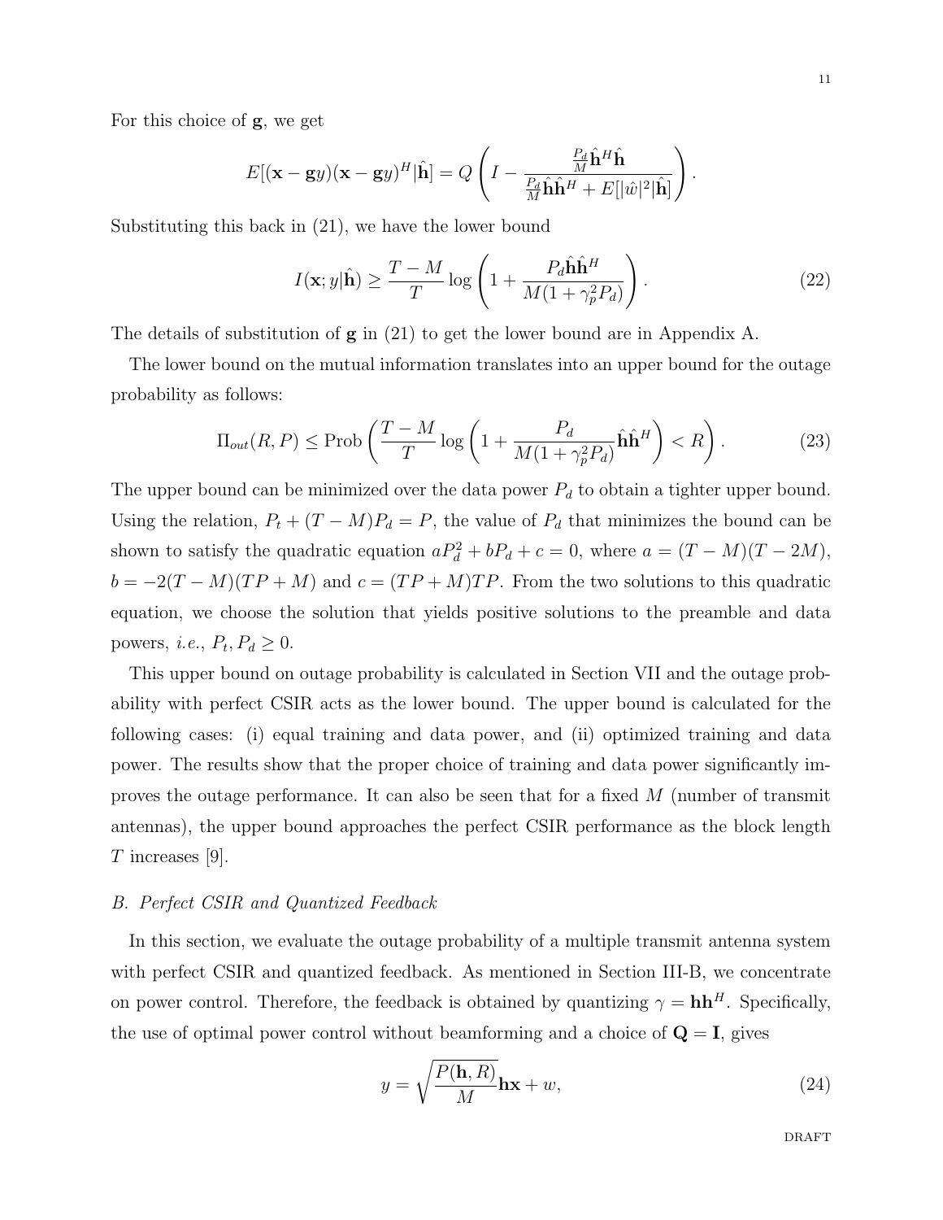For this choice of $\mathbf{g}$, we get

$$E[(\mathbf{x} - \mathbf{g}y)(\mathbf{x} - \mathbf{g}y)^H|\hat{\mathbf{h}}] = Q\left(I - \frac{\frac{P_d}{M}\hat{\mathbf{h}}^H\hat{\mathbf{h}}}{\frac{P_d}{M}\hat{\mathbf{h}}\hat{\mathbf{h}}^H + E[|\hat{w}|^2|\hat{\mathbf{h}}]}\right).$$

Substituting this back in (21), we have the lower bound

$$I(\mathbf{x}; y|\hat{\mathbf{h}}) \geq \frac{T-M}{T}\log\left(1 + \frac{P_d\hat{\mathbf{h}}\hat{\mathbf{h}}^H}{M(1+\gamma_p^2 P_d)}\right). \tag{22}$$

The details of substitution of $\mathbf{g}$ in (21) to get the lower bound are in Appendix A.

The lower bound on the mutual information translates into an upper bound for the outage probability as follows:

$$\Pi_{out}(R, P) \leq \text{Prob}\left(\frac{T-M}{T}\log\left(1 + \frac{P_d}{M(1+\gamma_p^2 P_d)}\hat{\mathbf{h}}\hat{\mathbf{h}}^H\right) < R\right). \tag{23}$$

The upper bound can be minimized over the data power $P_d$ to obtain a tighter upper bound. Using the relation, $P_t + (T-M)P_d = P$, the value of $P_d$ that minimizes the bound can be shown to satisfy the quadratic equation $aP_d^2 + bP_d + c = 0$, where $a = (T-M)(T-2M)$, $b = -2(T-M)(TP+M)$ and $c = (TP+M)TP$. From the two solutions to this quadratic equation, we choose the solution that yields positive solutions to the preamble and data powers, *i.e.*, $P_t, P_d \geq 0$.

This upper bound on outage probability is calculated in Section VII and the outage probability with perfect CSIR acts as the lower bound. The upper bound is calculated for the following cases: (i) equal training and data power, and (ii) optimized training and data power. The results show that the proper choice of training and data power significantly improves the outage performance. It can also be seen that for a fixed $M$ (number of transmit antennas), the upper bound approaches the perfect CSIR performance as the block length $T$ increases [9].

### *B. Perfect CSIR and Quantized Feedback*

In this section, we evaluate the outage probability of a multiple transmit antenna system with perfect CSIR and quantized feedback. As mentioned in Section III-B, we concentrate on power control. Therefore, the feedback is obtained by quantizing $\gamma = \mathbf{h}\mathbf{h}^H$. Specifically, the use of optimal power control without beamforming and a choice of $\mathbf{Q} = \mathbf{I}$, gives

$$y = \sqrt{\frac{P(\mathbf{h}, R)}{M}}\mathbf{h}\mathbf{x} + w, \tag{24}$$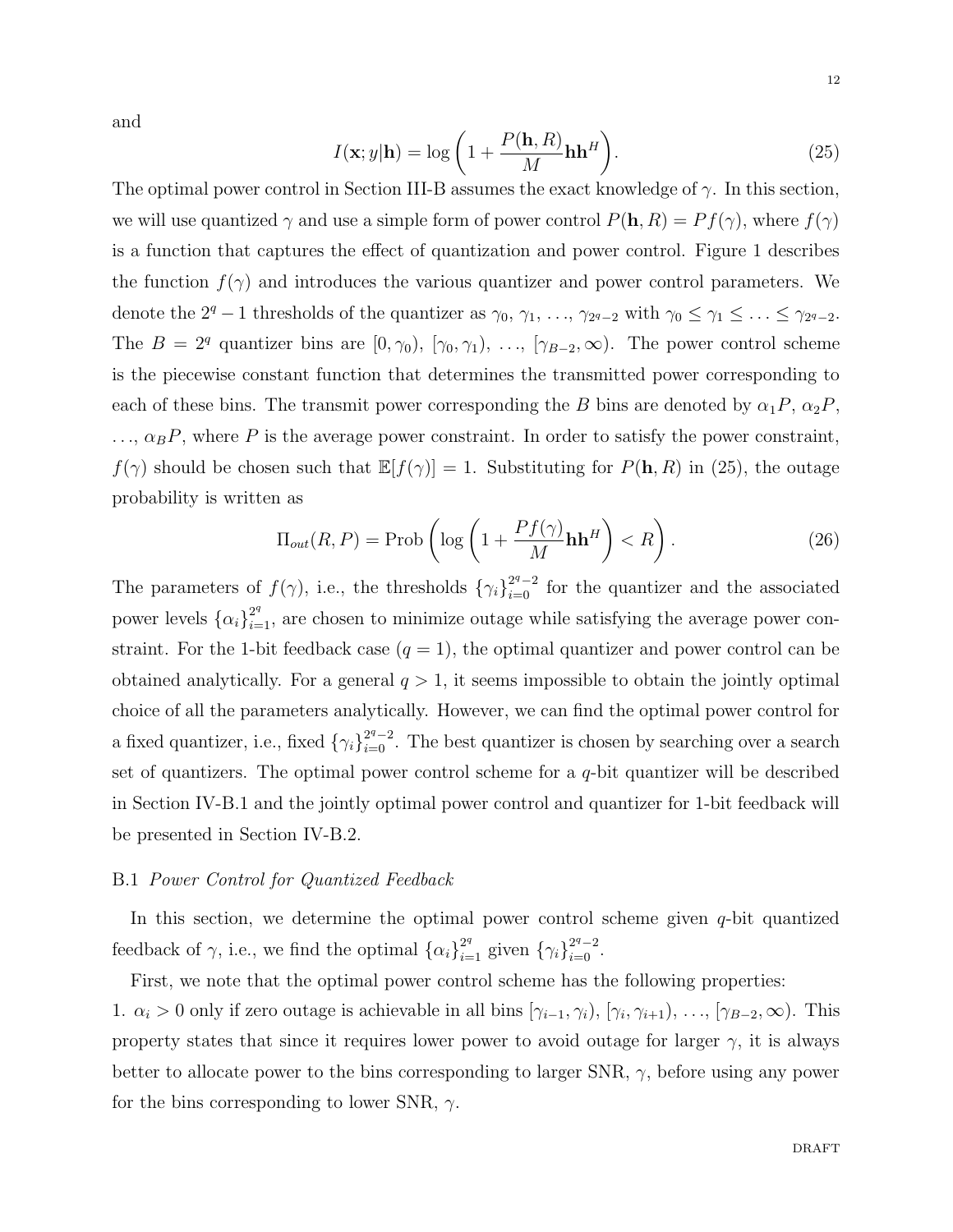and

$$I(\mathbf{x}; y|\mathbf{h}) = \log\left(1 + \frac{P(\mathbf{h}, R)}{M}\mathbf{h}\mathbf{h}^H\right). \tag{25}$$

The optimal power control in Section III-B assumes the exact knowledge of $\gamma$. In this section, we will use quantized $\gamma$ and use a simple form of power control $P(\mathbf{h}, R) = Pf(\gamma)$, where $f(\gamma)$ is a function that captures the effect of quantization and power control. Figure 1 describes the function $f(\gamma)$ and introduces the various quantizer and power control parameters. We denote the $2^q - 1$ thresholds of the quantizer as $\gamma_0, \gamma_1, \ldots, \gamma_{2^q-2}$ with $\gamma_0 \leq \gamma_1 \leq \ldots \leq \gamma_{2^q-2}$. The $B = 2^q$ quantizer bins are $[0, \gamma_0)$, $[\gamma_0, \gamma_1)$, $\ldots$, $[\gamma_{B-2}, \infty)$. The power control scheme is the piecewise constant function that determines the transmitted power corresponding to each of these bins. The transmit power corresponding the $B$ bins are denoted by $\alpha_1 P$, $\alpha_2 P$, $\ldots$, $\alpha_B P$, where $P$ is the average power constraint. In order to satisfy the power constraint, $f(\gamma)$ should be chosen such that $\mathbb{E}[f(\gamma)] = 1$. Substituting for $P(\mathbf{h}, R)$ in (25), the outage probability is written as

$$\Pi_{out}(R, P) = \text{Prob}\left(\log\left(1 + \frac{Pf(\gamma)}{M}\mathbf{h}\mathbf{h}^H\right) < R\right). \tag{26}$$

The parameters of $f(\gamma)$, i.e., the thresholds $\{\gamma_i\}_{i=0}^{2^q-2}$ for the quantizer and the associated power levels $\{\alpha_i\}_{i=1}^{2^q}$, are chosen to minimize outage while satisfying the average power constraint. For the 1-bit feedback case ($q = 1$), the optimal quantizer and power control can be obtained analytically. For a general $q > 1$, it seems impossible to obtain the jointly optimal choice of all the parameters analytically. However, we can find the optimal power control for a fixed quantizer, i.e., fixed $\{\gamma_i\}_{i=0}^{2^q-2}$. The best quantizer is chosen by searching over a search set of quantizers. The optimal power control scheme for a $q$-bit quantizer will be described in Section IV-B.1 and the jointly optimal power control and quantizer for 1-bit feedback will be presented in Section IV-B.2.

### B.1 *Power Control for Quantized Feedback*

In this section, we determine the optimal power control scheme given $q$-bit quantized feedback of $\gamma$, i.e., we find the optimal $\{\alpha_i\}_{i=1}^{2^q}$ given $\{\gamma_i\}_{i=0}^{2^q-2}$.

First, we note that the optimal power control scheme has the following properties:

1. $\alpha_i > 0$ only if zero outage is achievable in all bins $[\gamma_{i-1}, \gamma_i)$, $[\gamma_i, \gamma_{i+1})$, $\ldots$, $[\gamma_{B-2}, \infty)$. This property states that since it requires lower power to avoid outage for larger $\gamma$, it is always better to allocate power to the bins corresponding to larger SNR, $\gamma$, before using any power for the bins corresponding to lower SNR, $\gamma$.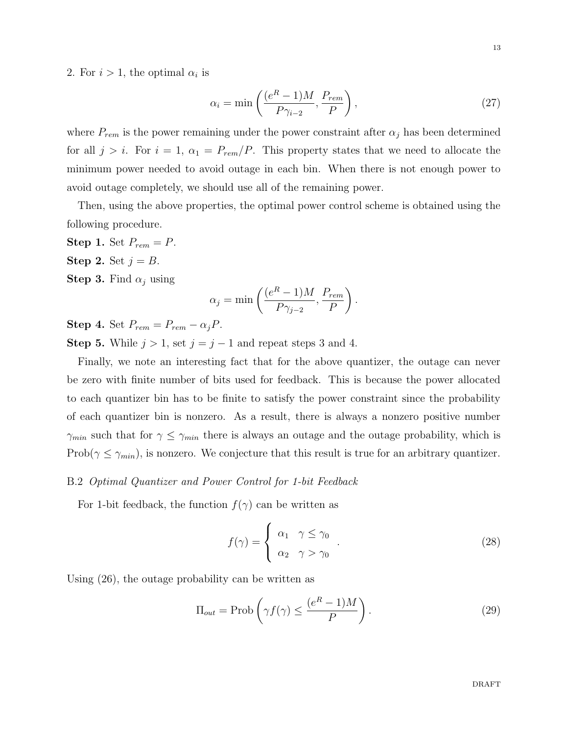2. For $i > 1$, the optimal $\alpha_i$ is

$$\alpha_i = \min\left(\frac{(e^R - 1)M}{P\gamma_{i-2}}, \frac{P_{rem}}{P}\right), \tag{27}$$

where $P_{rem}$ is the power remaining under the power constraint after $\alpha_j$ has been determined for all $j > i$. For $i = 1$, $\alpha_1 = P_{rem}/P$. This property states that we need to allocate the minimum power needed to avoid outage in each bin. When there is not enough power to avoid outage completely, we should use all of the remaining power.

Then, using the above properties, the optimal power control scheme is obtained using the following procedure.

**Step 1.** Set $P_{rem} = P$.

**Step 2.** Set $j = B$.

**Step 3.** Find $\alpha_j$ using

$$\alpha_j = \min\left(\frac{(e^R - 1)M}{P\gamma_{j-2}}, \frac{P_{rem}}{P}\right).$$

**Step 4.** Set $P_{rem} = P_{rem} - \alpha_j P$.

**Step 5.** While $j > 1$, set $j = j - 1$ and repeat steps 3 and 4.

Finally, we note an interesting fact that for the above quantizer, the outage can never be zero with finite number of bits used for feedback. This is because the power allocated to each quantizer bin has to be finite to satisfy the power constraint since the probability of each quantizer bin is nonzero. As a result, there is always a nonzero positive number $\gamma_{min}$ such that for $\gamma \leq \gamma_{min}$ there is always an outage and the outage probability, which is $\text{Prob}(\gamma \leq \gamma_{min})$, is nonzero. We conjecture that this result is true for an arbitrary quantizer.

### B.2 *Optimal Quantizer and Power Control for 1-bit Feedback*

For 1-bit feedback, the function $f(\gamma)$ can be written as

$$f(\gamma) = \begin{cases} \alpha_1 & \gamma \leq \gamma_0 \\ \alpha_2 & \gamma > \gamma_0 \end{cases}. \tag{28}$$

Using (26), the outage probability can be written as

$$\Pi_{out} = \text{Prob}\left(\gamma f(\gamma) \leq \frac{(e^R - 1)M}{P}\right). \tag{29}$$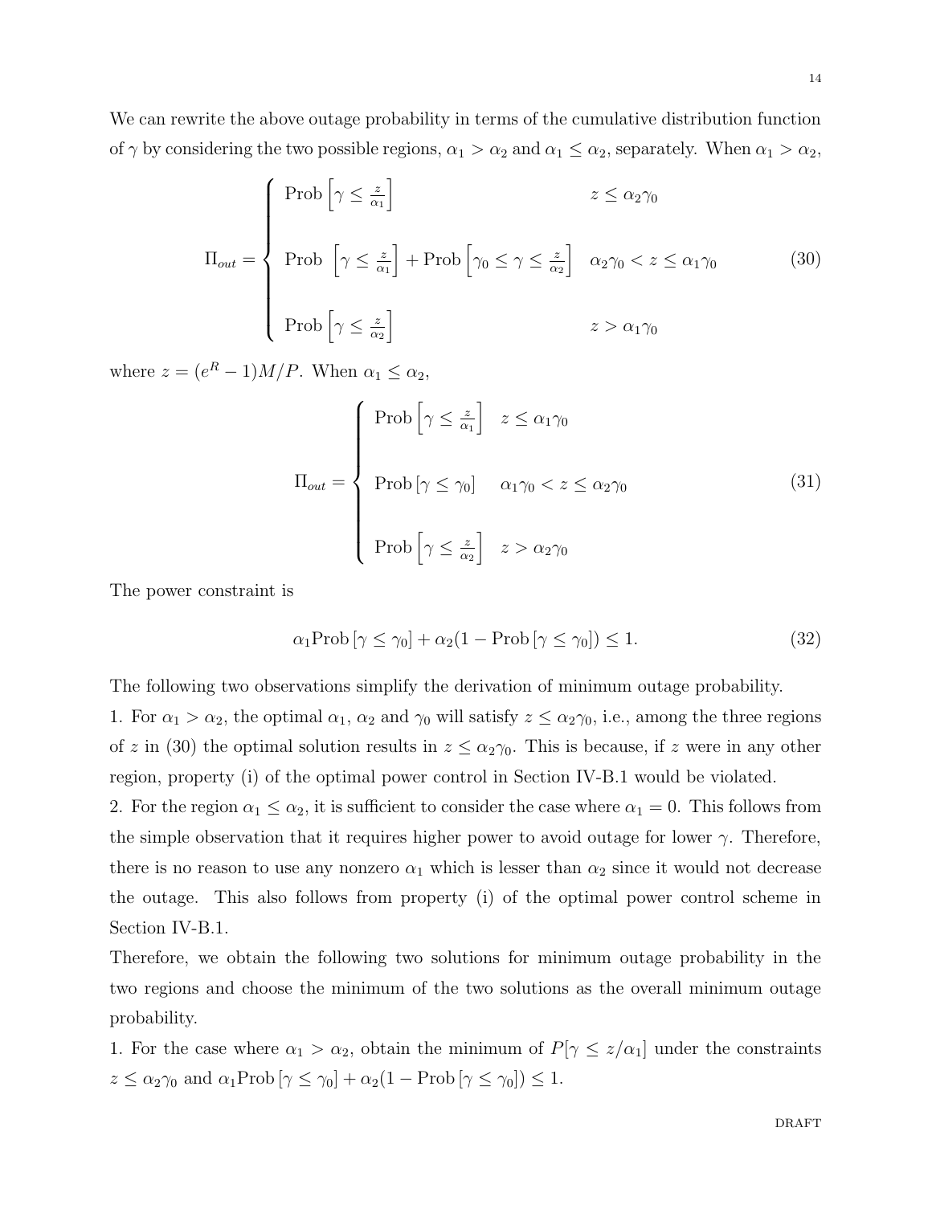We can rewrite the above outage probability in terms of the cumulative distribution function of $\gamma$ by considering the two possible regions, $\alpha_1 > \alpha_2$ and $\alpha_1 \leq \alpha_2$, separately. When $\alpha_1 > \alpha_2$,

$$\Pi_{out} = \begin{cases} \text{Prob}\left[\gamma \leq \frac{z}{\alpha_1}\right] & z \leq \alpha_2\gamma_0 \\ \\ \text{Prob}\ \left[\gamma \leq \frac{z}{\alpha_1}\right] + \text{Prob}\left[\gamma_0 \leq \gamma \leq \frac{z}{\alpha_2}\right] & \alpha_2\gamma_0 < z \leq \alpha_1\gamma_0 \\ \\ \text{Prob}\left[\gamma \leq \frac{z}{\alpha_2}\right] & z > \alpha_1\gamma_0 \end{cases} \tag{30}$$

where $z = (e^R - 1)M/P$. When $\alpha_1 \leq \alpha_2$,

$$\Pi_{out} = \begin{cases} \text{Prob}\left[\gamma \leq \frac{z}{\alpha_1}\right] & z \leq \alpha_1\gamma_0 \\ \\ \text{Prob}\left[\gamma \leq \gamma_0\right] & \alpha_1\gamma_0 < z \leq \alpha_2\gamma_0 \\ \\ \text{Prob}\left[\gamma \leq \frac{z}{\alpha_2}\right] & z > \alpha_2\gamma_0 \end{cases} \tag{31}$$

The power constraint is

$$\alpha_1 \text{Prob}\left[\gamma \leq \gamma_0\right] + \alpha_2(1 - \text{Prob}\left[\gamma \leq \gamma_0\right]) \leq 1. \tag{32}$$

The following two observations simplify the derivation of minimum outage probability.

1. For $\alpha_1 > \alpha_2$, the optimal $\alpha_1$, $\alpha_2$ and $\gamma_0$ will satisfy $z \leq \alpha_2\gamma_0$, i.e., among the three regions of $z$ in (30) the optimal solution results in $z \leq \alpha_2\gamma_0$. This is because, if $z$ were in any other region, property (i) of the optimal power control in Section IV-B.1 would be violated.

2. For the region $\alpha_1 \leq \alpha_2$, it is sufficient to consider the case where $\alpha_1 = 0$. This follows from the simple observation that it requires higher power to avoid outage for lower $\gamma$. Therefore, there is no reason to use any nonzero $\alpha_1$ which is lesser than $\alpha_2$ since it would not decrease the outage. This also follows from property (i) of the optimal power control scheme in Section IV-B.1.

Therefore, we obtain the following two solutions for minimum outage probability in the two regions and choose the minimum of the two solutions as the overall minimum outage probability.

1. For the case where $\alpha_1 > \alpha_2$, obtain the minimum of $P[\gamma \leq z/\alpha_1]$ under the constraints $z \leq \alpha_2\gamma_0$ and $\alpha_1 \text{Prob}\left[\gamma \leq \gamma_0\right] + \alpha_2(1 - \text{Prob}\left[\gamma \leq \gamma_0\right]) \leq 1$.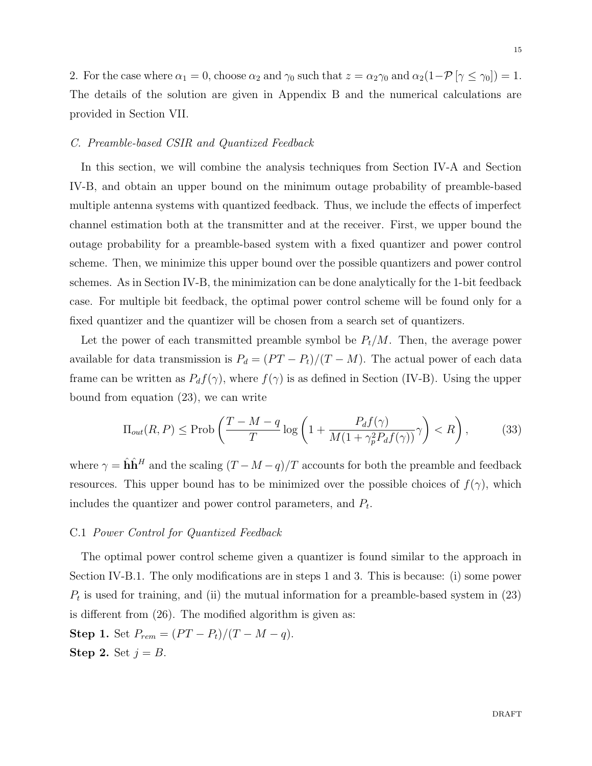2. For the case where $\alpha_1 = 0$, choose $\alpha_2$ and $\gamma_0$ such that $z = \alpha_2 \gamma_0$ and $\alpha_2(1 - \mathcal{P}\left[\gamma \leq \gamma_0\right]) = 1$. The details of the solution are given in Appendix B and the numerical calculations are provided in Section VII.

### *C. Preamble-based CSIR and Quantized Feedback*

In this section, we will combine the analysis techniques from Section IV-A and Section IV-B, and obtain an upper bound on the minimum outage probability of preamble-based multiple antenna systems with quantized feedback. Thus, we include the effects of imperfect channel estimation both at the transmitter and at the receiver. First, we upper bound the outage probability for a preamble-based system with a fixed quantizer and power control scheme. Then, we minimize this upper bound over the possible quantizers and power control schemes. As in Section IV-B, the minimization can be done analytically for the 1-bit feedback case. For multiple bit feedback, the optimal power control scheme will be found only for a fixed quantizer and the quantizer will be chosen from a search set of quantizers.

Let the power of each transmitted preamble symbol be $P_t/M$. Then, the average power available for data transmission is $P_d = (PT - P_t)/(T - M)$. The actual power of each data frame can be written as $P_d f(\gamma)$, where $f(\gamma)$ is as defined in Section (IV-B). Using the upper bound from equation (23), we can write

$$\Pi_{out}(R, P) \leq \text{Prob}\left(\frac{T - M - q}{T} \log\left(1 + \frac{P_d f(\gamma)}{M(1 + \gamma_p^2 P_d f(\gamma))}\gamma\right) < R\right), \tag{33}$$

where $\gamma = \hat{\mathbf{h}}\hat{\mathbf{h}}^H$ and the scaling $(T - M - q)/T$ accounts for both the preamble and feedback resources. This upper bound has to be minimized over the possible choices of $f(\gamma)$, which includes the quantizer and power control parameters, and $P_t$.

#### C.1 *Power Control for Quantized Feedback*

The optimal power control scheme given a quantizer is found similar to the approach in Section IV-B.1. The only modifications are in steps 1 and 3. This is because: (i) some power $P_t$ is used for training, and (ii) the mutual information for a preamble-based system in (23) is different from (26). The modified algorithm is given as:

**Step 1.** Set $P_{rem} = (PT - P_t)/(T - M - q)$.

**Step 2.** Set $j = B$.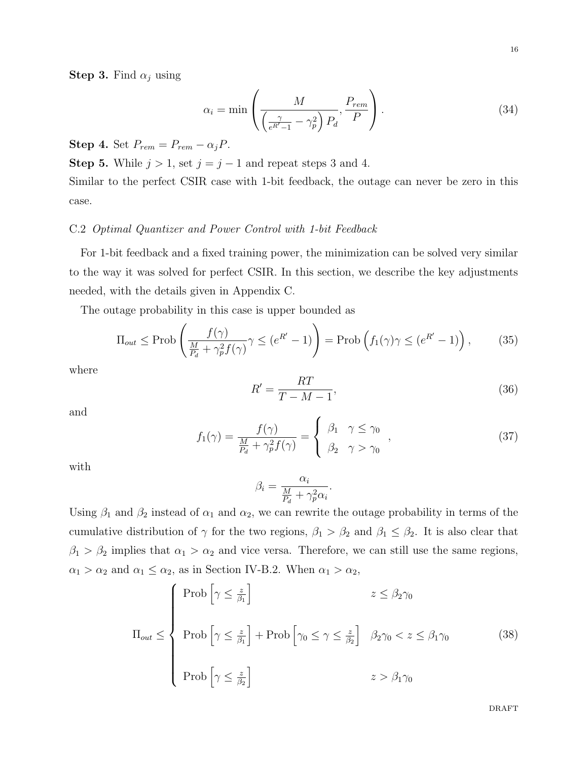**Step 3.** Find $\alpha_j$ using

$$\alpha_i = \min\left(\frac{M}{\left(\frac{\gamma}{e^{R'}-1} - \gamma_p^2\right) P_d}, \frac{P_{rem}}{P}\right). \tag{34}$$

**Step 4.** Set $P_{rem} = P_{rem} - \alpha_j P$.

**Step 5.** While $j > 1$, set $j = j - 1$ and repeat steps 3 and 4.

Similar to the perfect CSIR case with 1-bit feedback, the outage can never be zero in this case.

C.2 *Optimal Quantizer and Power Control with 1-bit Feedback*

For 1-bit feedback and a fixed training power, the minimization can be solved very similar to the way it was solved for perfect CSIR. In this section, we describe the key adjustments needed, with the details given in Appendix C.

The outage probability in this case is upper bounded as

$$\Pi_{out} \leq \text{Prob}\left(\frac{f(\gamma)}{\frac{M}{P_d} + \gamma_p^2 f(\gamma)}\gamma \leq (e^{R'}-1)\right) = \text{Prob}\left(f_1(\gamma)\gamma \leq (e^{R'}-1)\right), \tag{35}$$

where

$$R' = \frac{RT}{T-M-1}, \tag{36}$$

and

$$f_1(\gamma) = \frac{f(\gamma)}{\frac{M}{P_d} + \gamma_p^2 f(\gamma)} = \begin{cases} \beta_1 & \gamma \leq \gamma_0 \\ \beta_2 & \gamma > \gamma_0 \end{cases}, \tag{37}$$

with

$$\beta_i = \frac{\alpha_i}{\frac{M}{P_d} + \gamma_p^2 \alpha_i}.$$

Using $\beta_1$ and $\beta_2$ instead of $\alpha_1$ and $\alpha_2$, we can rewrite the outage probability in terms of the cumulative distribution of $\gamma$ for the two regions, $\beta_1 > \beta_2$ and $\beta_1 \leq \beta_2$. It is also clear that $\beta_1 > \beta_2$ implies that $\alpha_1 > \alpha_2$ and vice versa. Therefore, we can still use the same regions, $\alpha_1 > \alpha_2$ and $\alpha_1 \leq \alpha_2$, as in Section IV-B.2. When $\alpha_1 > \alpha_2$,

$$\Pi_{out} \leq \begin{cases} \text{Prob}\left[\gamma \leq \frac{z}{\beta_1}\right] & z \leq \beta_2\gamma_0 \\ \text{Prob}\left[\gamma \leq \frac{z}{\beta_1}\right] + \text{Prob}\left[\gamma_0 \leq \gamma \leq \frac{z}{\beta_2}\right] & \beta_2\gamma_0 < z \leq \beta_1\gamma_0 \\ \text{Prob}\left[\gamma \leq \frac{z}{\beta_2}\right] & z > \beta_1\gamma_0 \end{cases} \tag{38}$$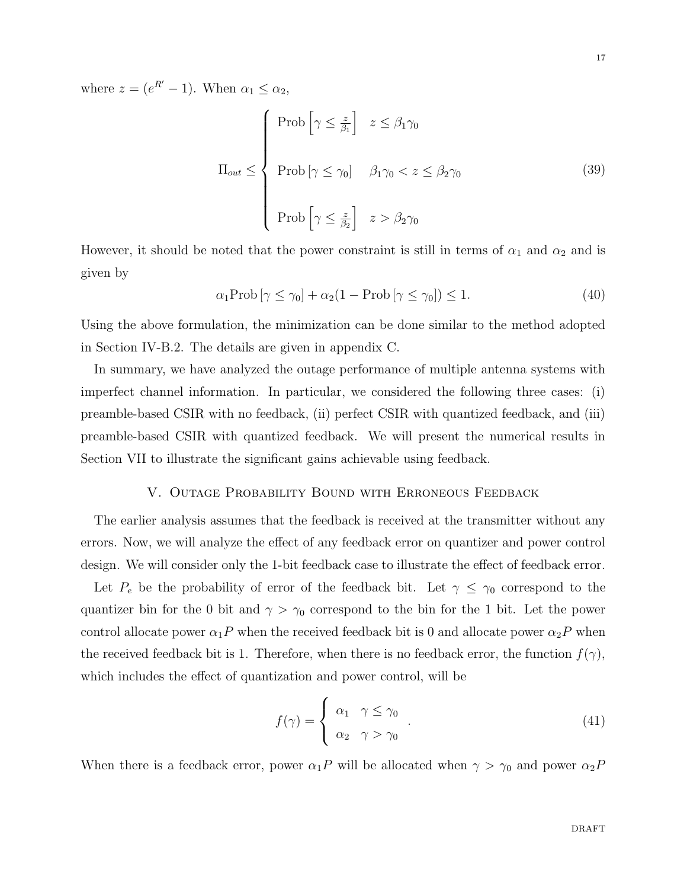where $z = (e^{R'} - 1)$. When $\alpha_1 \leq \alpha_2$,

$$
\Pi_{out} \leq \begin{cases} \text{Prob}\left[\gamma \leq \frac{z}{\beta_1}\right] & z \leq \beta_1 \gamma_0 \\ \\ \text{Prob}\left[\gamma \leq \gamma_0\right] & \beta_1 \gamma_0 < z \leq \beta_2 \gamma_0 \\ \\ \text{Prob}\left[\gamma \leq \frac{z}{\beta_2}\right] & z > \beta_2 \gamma_0 \end{cases} \tag{39}
$$

However, it should be noted that the power constraint is still in terms of $\alpha_1$ and $\alpha_2$ and is given by

$$
\alpha_1 \text{Prob}\left[\gamma \leq \gamma_0\right] + \alpha_2 (1 - \text{Prob}\left[\gamma \leq \gamma_0\right]) \leq 1. \tag{40}
$$

Using the above formulation, the minimization can be done similar to the method adopted in Section IV-B.2. The details are given in appendix C.

In summary, we have analyzed the outage performance of multiple antenna systems with imperfect channel information. In particular, we considered the following three cases: (i) preamble-based CSIR with no feedback, (ii) perfect CSIR with quantized feedback, and (iii) preamble-based CSIR with quantized feedback. We will present the numerical results in Section VII to illustrate the significant gains achievable using feedback.

## V. Outage Probability Bound with Erroneous Feedback

The earlier analysis assumes that the feedback is received at the transmitter without any errors. Now, we will analyze the effect of any feedback error on quantizer and power control design. We will consider only the 1-bit feedback case to illustrate the effect of feedback error.

Let $P_e$ be the probability of error of the feedback bit. Let $\gamma \leq \gamma_0$ correspond to the quantizer bin for the 0 bit and $\gamma > \gamma_0$ correspond to the bin for the 1 bit. Let the power control allocate power $\alpha_1 P$ when the received feedback bit is 0 and allocate power $\alpha_2 P$ when the received feedback bit is 1. Therefore, when there is no feedback error, the function $f(\gamma)$, which includes the effect of quantization and power control, will be

$$
f(\gamma) = \begin{cases} \alpha_1 & \gamma \leq \gamma_0 \\ \alpha_2 & \gamma > \gamma_0 \end{cases}. \tag{41}
$$

When there is a feedback error, power $\alpha_1 P$ will be allocated when $\gamma > \gamma_0$ and power $\alpha_2 P$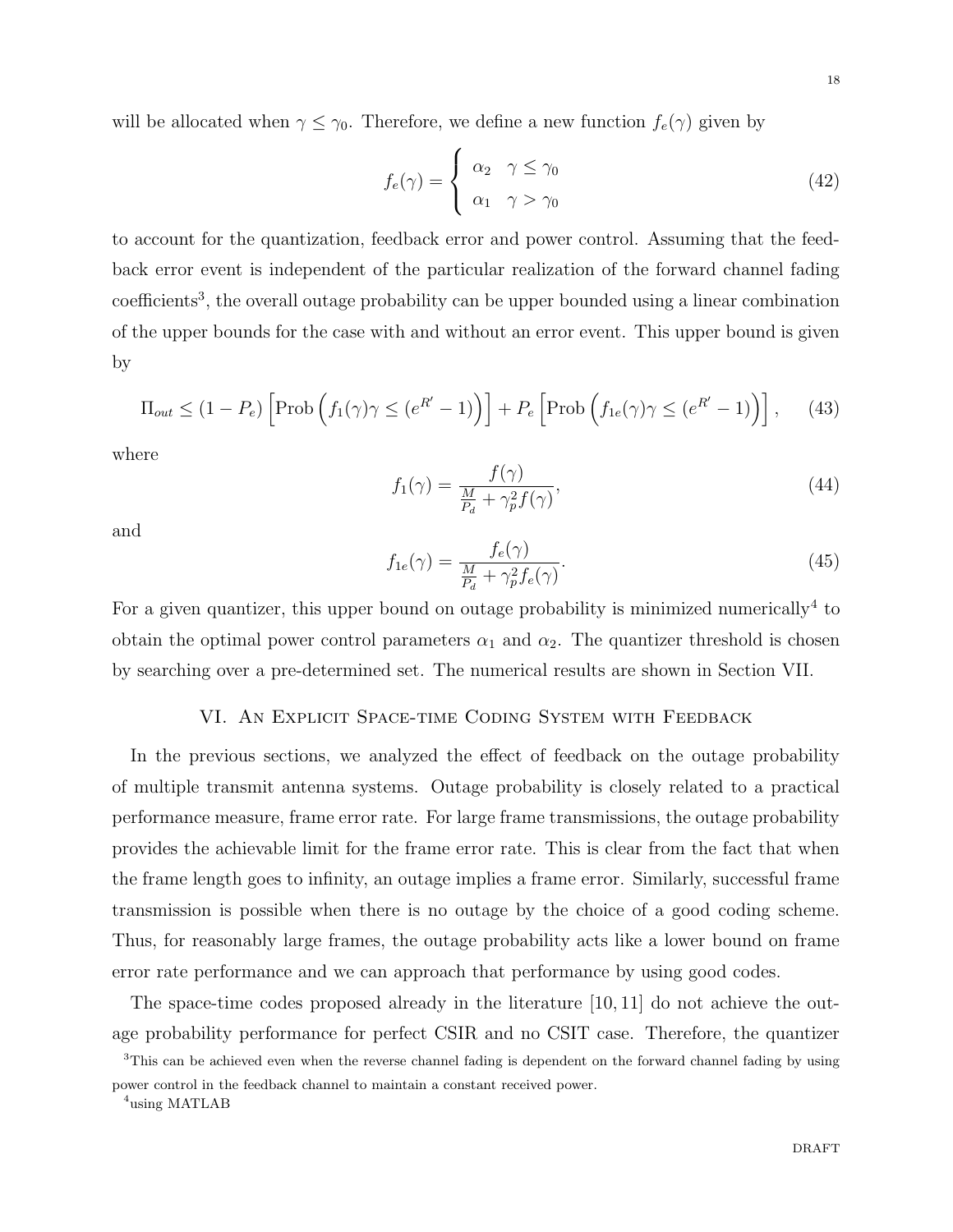will be allocated when $\gamma \leq \gamma_0$. Therefore, we define a new function $f_e(\gamma)$ given by

$$f_e(\gamma) = \begin{cases} \alpha_2 & \gamma \leq \gamma_0 \\ \alpha_1 & \gamma > \gamma_0 \end{cases} \tag{42}$$

to account for the quantization, feedback error and power control. Assuming that the feedback error event is independent of the particular realization of the forward channel fading coefficients[3], the overall outage probability can be upper bounded using a linear combination of the upper bounds for the case with and without an error event. This upper bound is given by

$$\Pi_{out} \leq (1 - P_e)\left[\text{Prob}\left(f_1(\gamma)\gamma \leq (e^{R'} - 1)\right)\right] + P_e\left[\text{Prob}\left(f_{1e}(\gamma)\gamma \leq (e^{R'} - 1)\right)\right], \tag{43}$$

where

$$f_1(\gamma) = \frac{f(\gamma)}{\frac{M}{P_d} + \gamma_p^2 f(\gamma)}, \tag{44}$$

and

$$f_{1e}(\gamma) = \frac{f_e(\gamma)}{\frac{M}{P_d} + \gamma_p^2 f_e(\gamma)}. \tag{45}$$

For a given quantizer, this upper bound on outage probability is minimized numerically[4] to obtain the optimal power control parameters $\alpha_1$ and $\alpha_2$. The quantizer threshold is chosen by searching over a pre-determined set. The numerical results are shown in Section VII.

## VI. An Explicit Space-time Coding System with Feedback

In the previous sections, we analyzed the effect of feedback on the outage probability of multiple transmit antenna systems. Outage probability is closely related to a practical performance measure, frame error rate. For large frame transmissions, the outage probability provides the achievable limit for the frame error rate. This is clear from the fact that when the frame length goes to infinity, an outage implies a frame error. Similarly, successful frame transmission is possible when there is no outage by the choice of a good coding scheme. Thus, for reasonably large frames, the outage probability acts like a lower bound on frame error rate performance and we can approach that performance by using good codes.

The space-time codes proposed already in the literature [10, 11] do not achieve the outage probability performance for perfect CSIR and no CSIT case. Therefore, the quantizer

[3] This can be achieved even when the reverse channel fading is dependent on the forward channel fading by using power control in the feedback channel to maintain a constant received power.

[4] using MATLAB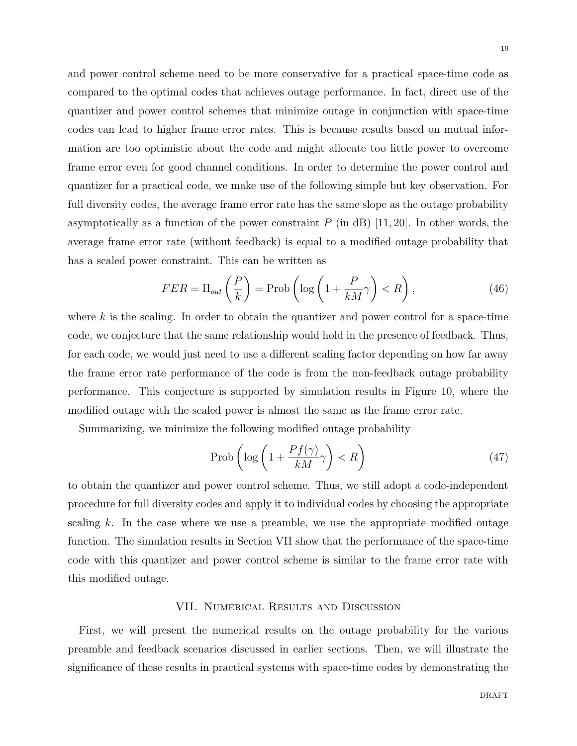and power control scheme need to be more conservative for a practical space-time code as compared to the optimal codes that achieves outage performance. In fact, direct use of the quantizer and power control schemes that minimize outage in conjunction with space-time codes can lead to higher frame error rates. This is because results based on mutual information are too optimistic about the code and might allocate too little power to overcome frame error even for good channel conditions. In order to determine the power control and quantizer for a practical code, we make use of the following simple but key observation. For full diversity codes, the average frame error rate has the same slope as the outage probability asymptotically as a function of the power constraint $P$ (in dB) [11, 20]. In other words, the average frame error rate (without feedback) is equal to a modified outage probability that has a scaled power constraint. This can be written as

$$FER = \Pi_{out}\left(\frac{P}{k}\right) = \text{Prob}\left(\log\left(1 + \frac{P}{kM}\gamma\right) < R\right), \tag{46}$$

where $k$ is the scaling. In order to obtain the quantizer and power control for a space-time code, we conjecture that the same relationship would hold in the presence of feedback. Thus, for each code, we would just need to use a different scaling factor depending on how far away the frame error rate performance of the code is from the non-feedback outage probability performance. This conjecture is supported by simulation results in Figure 10, where the modified outage with the scaled power is almost the same as the frame error rate.

Summarizing, we minimize the following modified outage probability

$$\text{Prob}\left(\log\left(1 + \frac{Pf(\gamma)}{kM}\gamma\right) < R\right) \tag{47}$$

to obtain the quantizer and power control scheme. Thus, we still adopt a code-independent procedure for full diversity codes and apply it to individual codes by choosing the appropriate scaling $k$. In the case where we use a preamble, we use the appropriate modified outage function. The simulation results in Section VII show that the performance of the space-time code with this quantizer and power control scheme is similar to the frame error rate with this modified outage.

## VII. Numerical Results and Discussion

First, we will present the numerical results on the outage probability for the various preamble and feedback scenarios discussed in earlier sections. Then, we will illustrate the significance of these results in practical systems with space-time codes by demonstrating the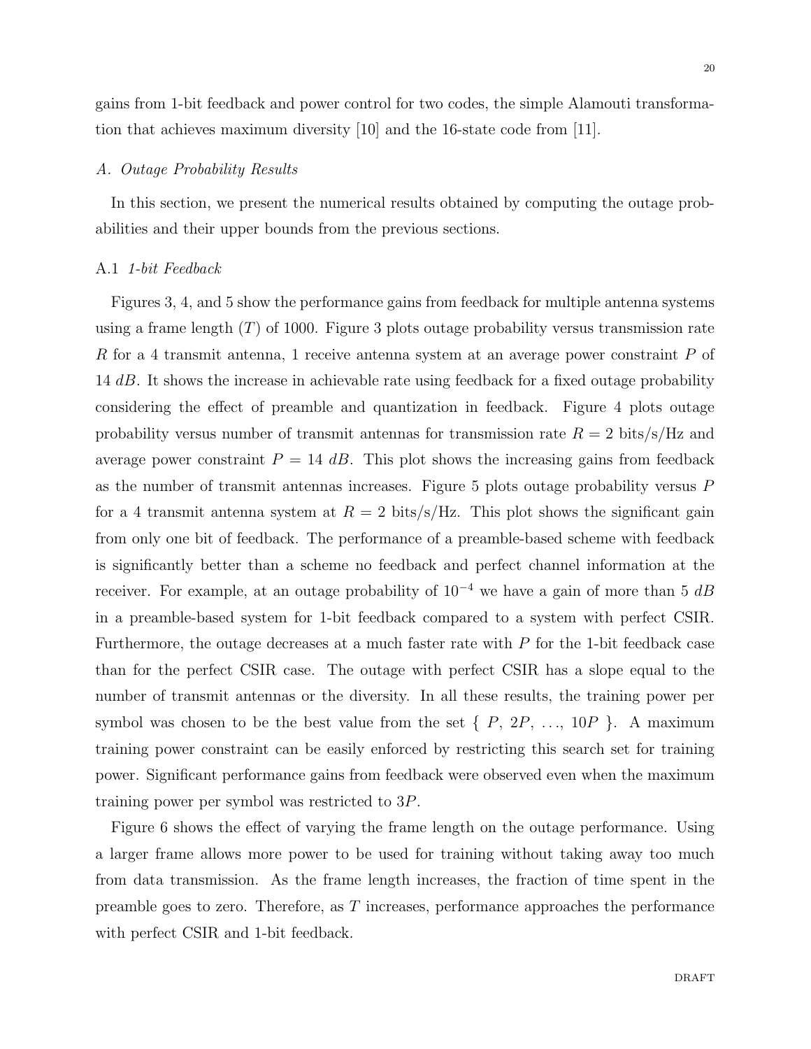gains from 1-bit feedback and power control for two codes, the simple Alamouti transformation that achieves maximum diversity [10] and the 16-state code from [11].

### *A. Outage Probability Results*

In this section, we present the numerical results obtained by computing the outage probabilities and their upper bounds from the previous sections.

#### A.1 *1-bit Feedback*

Figures 3, 4, and 5 show the performance gains from feedback for multiple antenna systems using a frame length ($T$) of 1000. Figure 3 plots outage probability versus transmission rate $R$ for a 4 transmit antenna, 1 receive antenna system at an average power constraint $P$ of 14 $dB$. It shows the increase in achievable rate using feedback for a fixed outage probability considering the effect of preamble and quantization in feedback. Figure 4 plots outage probability versus number of transmit antennas for transmission rate $R = 2$ bits/s/Hz and average power constraint $P = 14$ $dB$. This plot shows the increasing gains from feedback as the number of transmit antennas increases. Figure 5 plots outage probability versus $P$ for a 4 transmit antenna system at $R = 2$ bits/s/Hz. This plot shows the significant gain from only one bit of feedback. The performance of a preamble-based scheme with feedback is significantly better than a scheme no feedback and perfect channel information at the receiver. For example, at an outage probability of $10^{-4}$ we have a gain of more than 5 $dB$ in a preamble-based system for 1-bit feedback compared to a system with perfect CSIR. Furthermore, the outage decreases at a much faster rate with $P$ for the 1-bit feedback case than for the perfect CSIR case. The outage with perfect CSIR has a slope equal to the number of transmit antennas or the diversity. In all these results, the training power per symbol was chosen to be the best value from the set $\{ P, 2P, \ldots, 10P \}$. A maximum training power constraint can be easily enforced by restricting this search set for training power. Significant performance gains from feedback were observed even when the maximum training power per symbol was restricted to $3P$.

Figure 6 shows the effect of varying the frame length on the outage performance. Using a larger frame allows more power to be used for training without taking away too much from data transmission. As the frame length increases, the fraction of time spent in the preamble goes to zero. Therefore, as $T$ increases, performance approaches the performance with perfect CSIR and 1-bit feedback.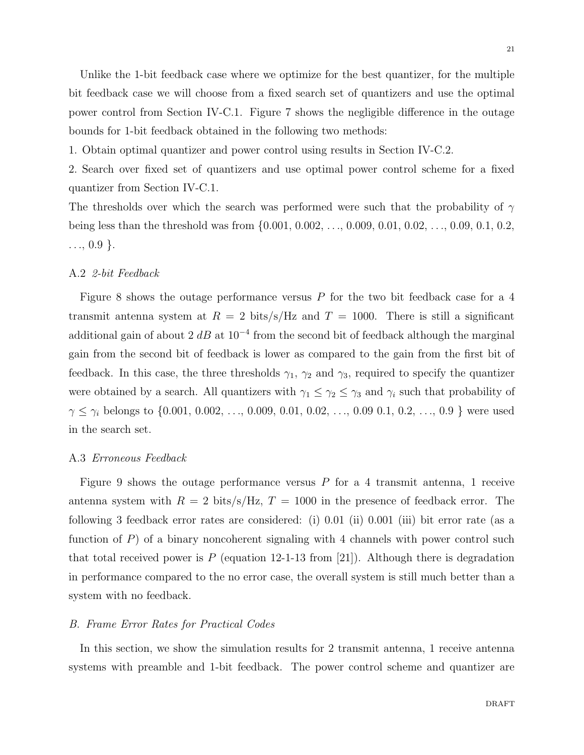Unlike the 1-bit feedback case where we optimize for the best quantizer, for the multiple bit feedback case we will choose from a fixed search set of quantizers and use the optimal power control from Section IV-C.1. Figure 7 shows the negligible difference in the outage bounds for 1-bit feedback obtained in the following two methods:

1. Obtain optimal quantizer and power control using results in Section IV-C.2.
2. Search over fixed set of quantizers and use optimal power control scheme for a fixed quantizer from Section IV-C.1.

The thresholds over which the search was performed were such that the probability of $\gamma$ being less than the threshold was from {0.001, 0.002, …, 0.009, 0.01, 0.02, …, 0.09, 0.1, 0.2, …, 0.9 }.

#### A.2 *2-bit Feedback*

Figure 8 shows the outage performance versus $P$ for the two bit feedback case for a 4 transmit antenna system at $R = 2$ bits/s/Hz and $T = 1000$. There is still a significant additional gain of about 2 $dB$ at $10^{-4}$ from the second bit of feedback although the marginal gain from the second bit of feedback is lower as compared to the gain from the first bit of feedback. In this case, the three thresholds $\gamma_1$, $\gamma_2$ and $\gamma_3$, required to specify the quantizer were obtained by a search. All quantizers with $\gamma_1 \leq \gamma_2 \leq \gamma_3$ and $\gamma_i$ such that probability of $\gamma \leq \gamma_i$ belongs to {0.001, 0.002, …, 0.009, 0.01, 0.02, …, 0.09 0.1, 0.2, …, 0.9 } were used in the search set.

#### A.3 *Erroneous Feedback*

Figure 9 shows the outage performance versus $P$ for a 4 transmit antenna, 1 receive antenna system with $R = 2$ bits/s/Hz, $T = 1000$ in the presence of feedback error. The following 3 feedback error rates are considered: (i) 0.01 (ii) 0.001 (iii) bit error rate (as a function of $P$) of a binary noncoherent signaling with 4 channels with power control such that total received power is $P$ (equation 12-1-13 from [21]). Although there is degradation in performance compared to the no error case, the overall system is still much better than a system with no feedback.

### *B. Frame Error Rates for Practical Codes*

In this section, we show the simulation results for 2 transmit antenna, 1 receive antenna systems with preamble and 1-bit feedback. The power control scheme and quantizer are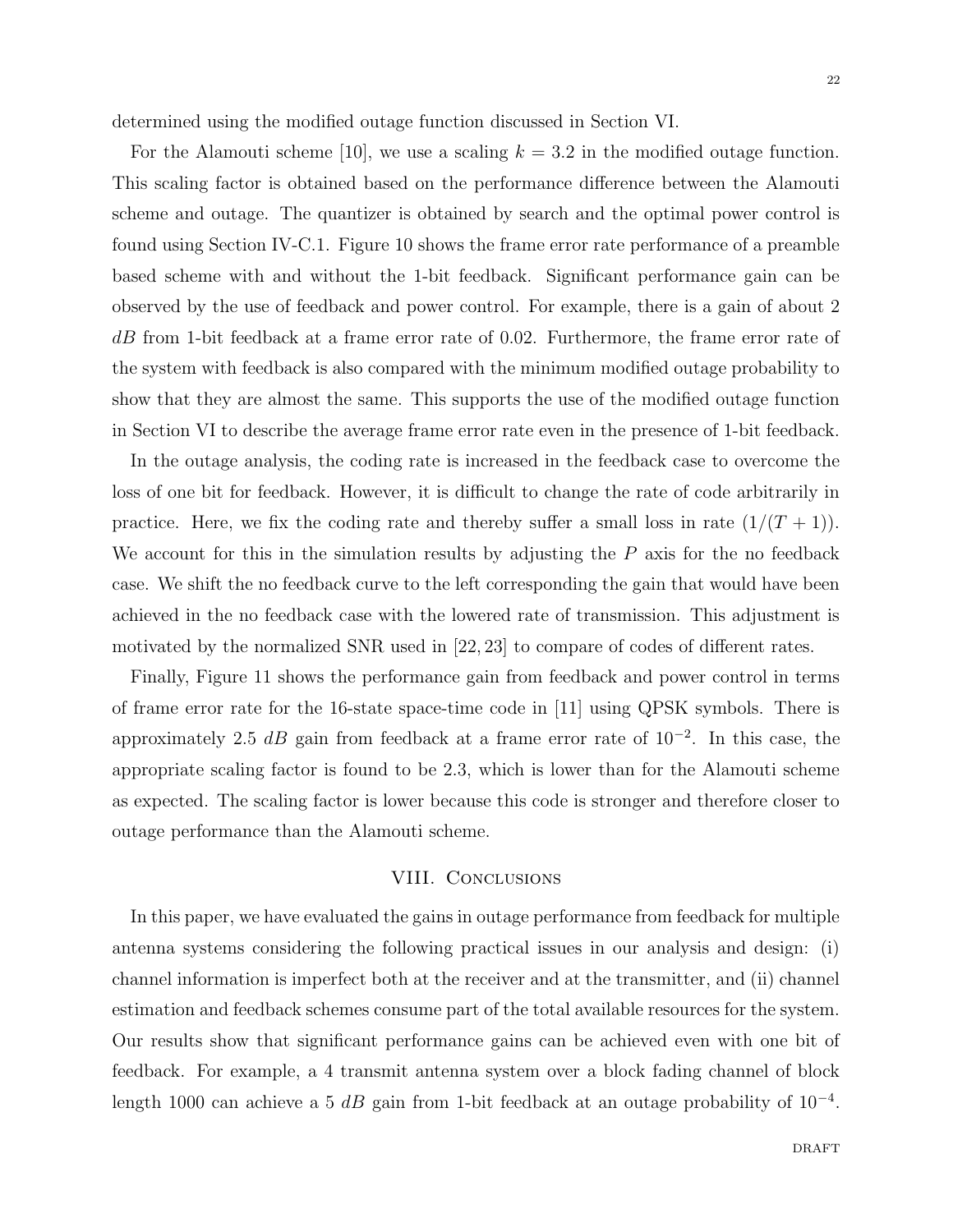determined using the modified outage function discussed in Section VI.

For the Alamouti scheme [10], we use a scaling $k = 3.2$ in the modified outage function. This scaling factor is obtained based on the performance difference between the Alamouti scheme and outage. The quantizer is obtained by search and the optimal power control is found using Section IV-C.1. Figure 10 shows the frame error rate performance of a preamble based scheme with and without the 1-bit feedback. Significant performance gain can be observed by the use of feedback and power control. For example, there is a gain of about 2 $dB$ from 1-bit feedback at a frame error rate of 0.02. Furthermore, the frame error rate of the system with feedback is also compared with the minimum modified outage probability to show that they are almost the same. This supports the use of the modified outage function in Section VI to describe the average frame error rate even in the presence of 1-bit feedback.

In the outage analysis, the coding rate is increased in the feedback case to overcome the loss of one bit for feedback. However, it is difficult to change the rate of code arbitrarily in practice. Here, we fix the coding rate and thereby suffer a small loss in rate $(1/(T+1))$. We account for this in the simulation results by adjusting the $P$ axis for the no feedback case. We shift the no feedback curve to the left corresponding the gain that would have been achieved in the no feedback case with the lowered rate of transmission. This adjustment is motivated by the normalized SNR used in [22, 23] to compare of codes of different rates.

Finally, Figure 11 shows the performance gain from feedback and power control in terms of frame error rate for the 16-state space-time code in [11] using QPSK symbols. There is approximately 2.5 $dB$ gain from feedback at a frame error rate of $10^{-2}$. In this case, the appropriate scaling factor is found to be 2.3, which is lower than for the Alamouti scheme as expected. The scaling factor is lower because this code is stronger and therefore closer to outage performance than the Alamouti scheme.

## VIII. Conclusions

In this paper, we have evaluated the gains in outage performance from feedback for multiple antenna systems considering the following practical issues in our analysis and design: (i) channel information is imperfect both at the receiver and at the transmitter, and (ii) channel estimation and feedback schemes consume part of the total available resources for the system. Our results show that significant performance gains can be achieved even with one bit of feedback. For example, a 4 transmit antenna system over a block fading channel of block length 1000 can achieve a 5 $dB$ gain from 1-bit feedback at an outage probability of $10^{-4}$.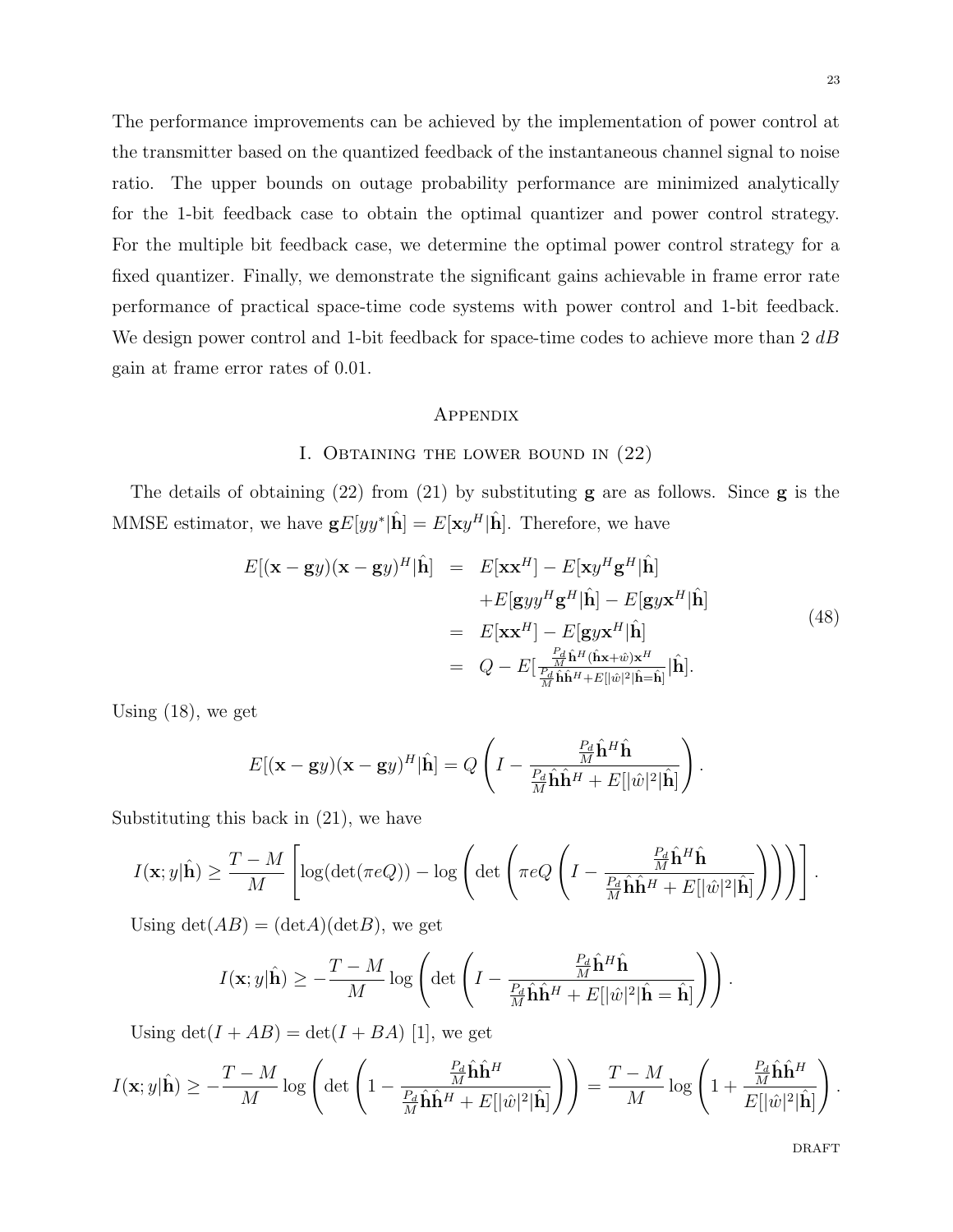The performance improvements can be achieved by the implementation of power control at the transmitter based on the quantized feedback of the instantaneous channel signal to noise ratio. The upper bounds on outage probability performance are minimized analytically for the 1-bit feedback case to obtain the optimal quantizer and power control strategy. For the multiple bit feedback case, we determine the optimal power control strategy for a fixed quantizer. Finally, we demonstrate the significant gains achievable in frame error rate performance of practical space-time code systems with power control and 1-bit feedback. We design power control and 1-bit feedback for space-time codes to achieve more than 2 $dB$ gain at frame error rates of 0.01.

## Appendix

### I. Obtaining the lower bound in (22)

The details of obtaining (22) from (21) by substituting $\mathbf{g}$ are as follows. Since $\mathbf{g}$ is the MMSE estimator, we have $\mathbf{g}E[yy^*|\hat{\mathbf{h}}] = E[\mathbf{x}y^H|\hat{\mathbf{h}}]$. Therefore, we have

$$
\begin{aligned}
E[(\mathbf{x}-\mathbf{g}y)(\mathbf{x}-\mathbf{g}y)^H|\hat{\mathbf{h}}] &= E[\mathbf{x}\mathbf{x}^H] - E[\mathbf{x}y^H\mathbf{g}^H|\hat{\mathbf{h}}] \\
&\quad + E[\mathbf{g}yy^H\mathbf{g}^H|\hat{\mathbf{h}}] - E[\mathbf{g}y\mathbf{x}^H|\hat{\mathbf{h}}] \\
&= E[\mathbf{x}\mathbf{x}^H] - E[\mathbf{g}y\mathbf{x}^H|\hat{\mathbf{h}}] \\
&= Q - E[\tfrac{\frac{P_d}{M}\hat{\mathbf{h}}^H(\hat{\mathbf{h}}\mathbf{x}+\hat{w})\mathbf{x}^H}{\frac{P_d}{M}\hat{\mathbf{h}}\hat{\mathbf{h}}^H + E[|\hat{w}|^2|\hat{\mathbf{h}}=\hat{\mathbf{h}}]}|\hat{\mathbf{h}}].
\end{aligned} \tag{48}
$$

Using (18), we get

$$
E[(\mathbf{x}-\mathbf{g}y)(\mathbf{x}-\mathbf{g}y)^H|\hat{\mathbf{h}}] = Q\left(I - \frac{\frac{P_d}{M}\hat{\mathbf{h}}^H\hat{\mathbf{h}}}{\frac{P_d}{M}\hat{\mathbf{h}}\hat{\mathbf{h}}^H + E[|\hat{w}|^2|\hat{\mathbf{h}}]}\right).
$$

Substituting this back in (21), we have

$$
I(\mathbf{x};y|\hat{\mathbf{h}}) \geq \frac{T-M}{M}\left[\log(\det(\pi e Q)) - \log\left(\det\left(\pi e Q\left(I - \frac{\frac{P_d}{M}\hat{\mathbf{h}}^H\hat{\mathbf{h}}}{\frac{P_d}{M}\hat{\mathbf{h}}\hat{\mathbf{h}}^H + E[|\hat{w}|^2|\hat{\mathbf{h}}]}\right)\right)\right)\right].
$$

Using $\det(AB) = (\det A)(\det B)$, we get

$$
I(\mathbf{x};y|\hat{\mathbf{h}}) \geq -\frac{T-M}{M}\log\left(\det\left(I - \frac{\frac{P_d}{M}\hat{\mathbf{h}}^H\hat{\mathbf{h}}}{\frac{P_d}{M}\hat{\mathbf{h}}\hat{\mathbf{h}}^H + E[|\hat{w}|^2|\hat{\mathbf{h}}=\hat{\mathbf{h}}]}\right)\right).
$$

Using $\det(I+AB) = \det(I+BA)$ [1], we get

$$
I(\mathbf{x};y|\hat{\mathbf{h}}) \geq -\frac{T-M}{M}\log\left(\det\left(1 - \frac{\frac{P_d}{M}\hat{\mathbf{h}}\hat{\mathbf{h}}^H}{\frac{P_d}{M}\hat{\mathbf{h}}\hat{\mathbf{h}}^H + E[|\hat{w}|^2|\hat{\mathbf{h}}]}\right)\right) = \frac{T-M}{M}\log\left(1 + \frac{\frac{P_d}{M}\hat{\mathbf{h}}\hat{\mathbf{h}}^H}{E[|\hat{w}|^2|\hat{\mathbf{h}}]}\right).
$$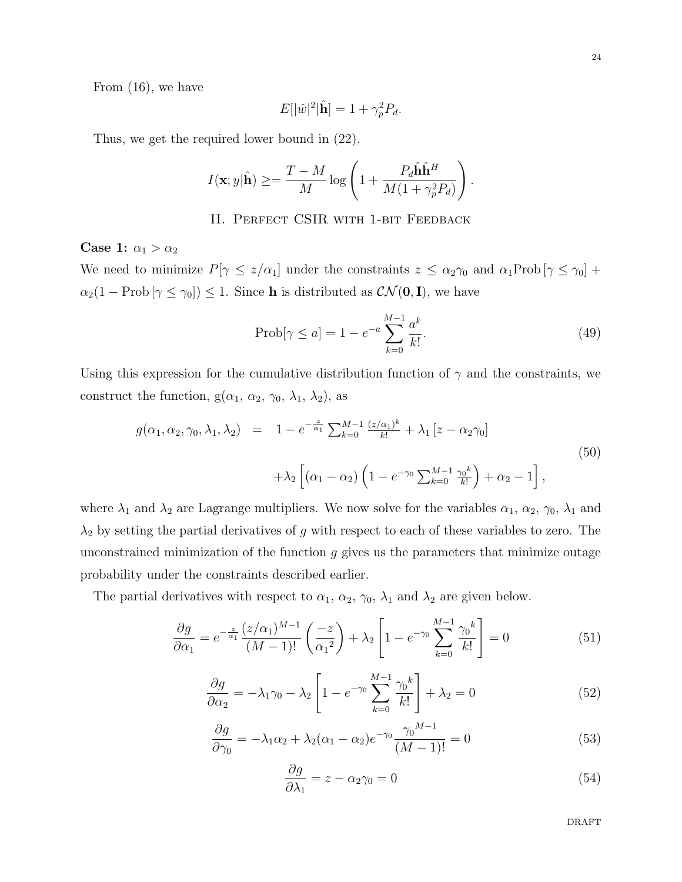From (16), we have

$$E[|\hat{w}|^2|\hat{\mathbf{h}}] = 1 + \gamma_p^2 P_d.$$

Thus, we get the required lower bound in (22).

$$I(\mathbf{x}; y|\hat{\mathbf{h}}) \geq = \frac{T-M}{M} \log\left(1 + \frac{P_d \hat{\mathbf{h}}\hat{\mathbf{h}}^H}{M(1+\gamma_p^2 P_d)}\right).$$

## II. Perfect CSIR with 1-bit Feedback

**Case 1:** $\alpha_1 > \alpha_2$

We need to minimize $P[\gamma \leq z/\alpha_1]$ under the constraints $z \leq \alpha_2\gamma_0$ and $\alpha_1 \text{Prob}[\gamma \leq \gamma_0] + \alpha_2(1 - \text{Prob}[\gamma \leq \gamma_0]) \leq 1$. Since $\mathbf{h}$ is distributed as $\mathcal{CN}(\mathbf{0}, \mathbf{I})$, we have

$$\text{Prob}[\gamma \leq a] = 1 - e^{-a}\sum_{k=0}^{M-1}\frac{a^k}{k!}. \tag{49}$$

Using this expression for the cumulative distribution function of $\gamma$ and the constraints, we construct the function, g($\alpha_1$, $\alpha_2$, $\gamma_0$, $\lambda_1$, $\lambda_2$), as

$$\begin{aligned} g(\alpha_1, \alpha_2, \gamma_0, \lambda_1, \lambda_2) &= 1 - e^{-\frac{z}{\alpha_1}}\sum_{k=0}^{M-1}\frac{(z/\alpha_1)^k}{k!} + \lambda_1[z - \alpha_2\gamma_0] \\ &\quad + \lambda_2\left[(\alpha_1 - \alpha_2)\left(1 - e^{-\gamma_0}\sum_{k=0}^{M-1}\frac{\gamma_0{}^k}{k!}\right) + \alpha_2 - 1\right], \end{aligned} \tag{50}$$

where $\lambda_1$ and $\lambda_2$ are Lagrange multipliers. We now solve for the variables $\alpha_1$, $\alpha_2$, $\gamma_0$, $\lambda_1$ and $\lambda_2$ by setting the partial derivatives of $g$ with respect to each of these variables to zero. The unconstrained minimization of the function $g$ gives us the parameters that minimize outage probability under the constraints described earlier.

The partial derivatives with respect to $\alpha_1$, $\alpha_2$, $\gamma_0$, $\lambda_1$ and $\lambda_2$ are given below.

$$\frac{\partial g}{\partial \alpha_1} = e^{-\frac{z}{\alpha_1}}\frac{(z/\alpha_1)^{M-1}}{(M-1)!}\left(\frac{-z}{\alpha_1{}^2}\right) + \lambda_2\left[1 - e^{-\gamma_0}\sum_{k=0}^{M-1}\frac{\gamma_0{}^k}{k!}\right] = 0 \tag{51}$$

$$\frac{\partial g}{\partial \alpha_2} = -\lambda_1\gamma_0 - \lambda_2\left[1 - e^{-\gamma_0}\sum_{k=0}^{M-1}\frac{\gamma_0{}^k}{k!}\right] + \lambda_2 = 0 \tag{52}$$

$$\frac{\partial g}{\partial \gamma_0} = -\lambda_1\alpha_2 + \lambda_2(\alpha_1 - \alpha_2)e^{-\gamma_0}\frac{\gamma_0{}^{M-1}}{(M-1)!} = 0 \tag{53}$$

$$\frac{\partial g}{\partial \lambda_1} = z - \alpha_2\gamma_0 = 0 \tag{54}$$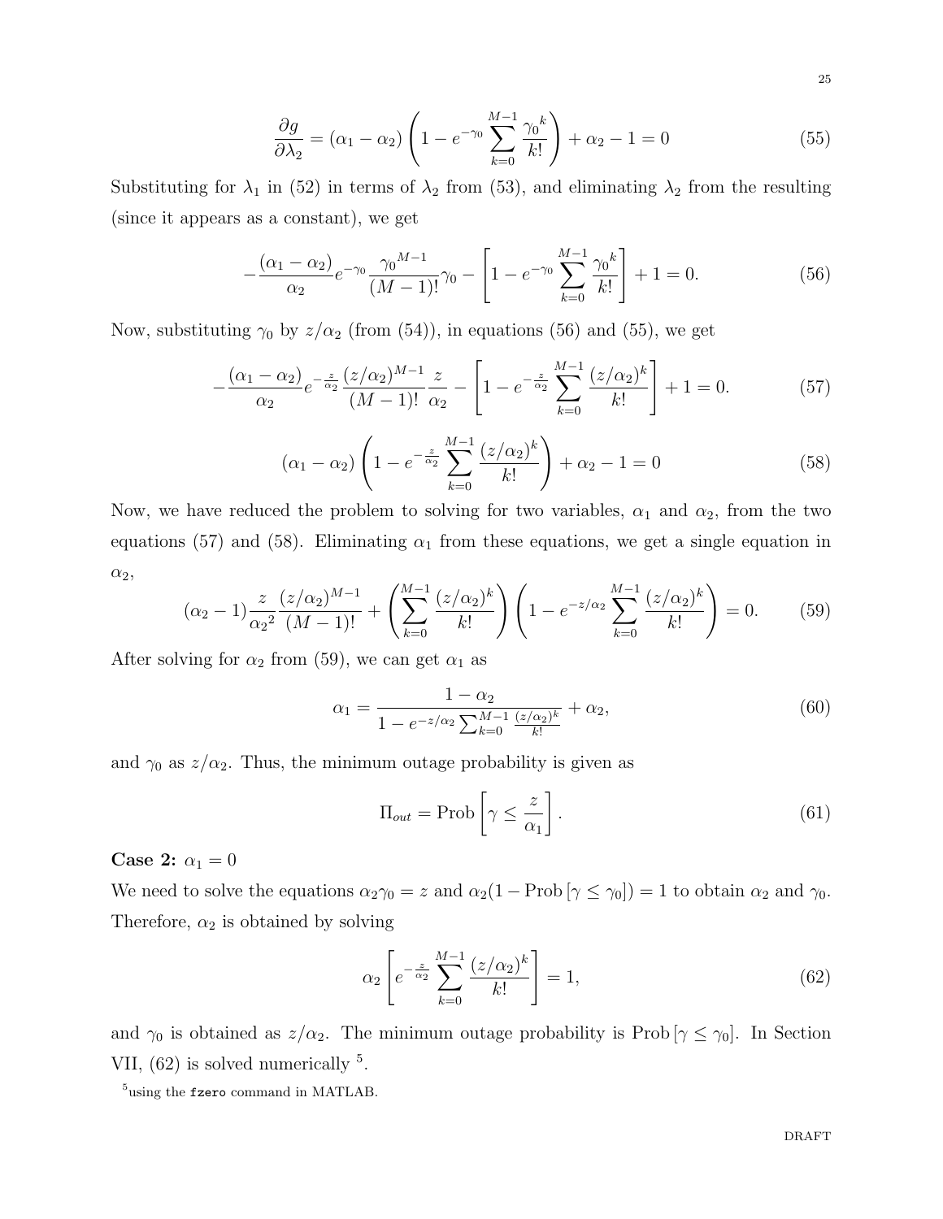$$\frac{\partial g}{\partial \lambda_2} = (\alpha_1 - \alpha_2)\left(1 - e^{-\gamma_0}\sum_{k=0}^{M-1}\frac{{\gamma_0}^k}{k!}\right) + \alpha_2 - 1 = 0 \tag{55}$$

Substituting for $\lambda_1$ in (52) in terms of $\lambda_2$ from (53), and eliminating $\lambda_2$ from the resulting (since it appears as a constant), we get

$$-\frac{(\alpha_1 - \alpha_2)}{\alpha_2}e^{-\gamma_0}\frac{{\gamma_0}^{M-1}}{(M-1)!}\gamma_0 - \left[1 - e^{-\gamma_0}\sum_{k=0}^{M-1}\frac{{\gamma_0}^k}{k!}\right] + 1 = 0. \tag{56}$$

Now, substituting $\gamma_0$ by $z/\alpha_2$ (from (54)), in equations (56) and (55), we get

$$-\frac{(\alpha_1 - \alpha_2)}{\alpha_2}e^{-\frac{z}{\alpha_2}}\frac{(z/\alpha_2)^{M-1}}{(M-1)!}\frac{z}{\alpha_2} - \left[1 - e^{-\frac{z}{\alpha_2}}\sum_{k=0}^{M-1}\frac{(z/\alpha_2)^k}{k!}\right] + 1 = 0. \tag{57}$$

$$(\alpha_1 - \alpha_2)\left(1 - e^{-\frac{z}{\alpha_2}}\sum_{k=0}^{M-1}\frac{(z/\alpha_2)^k}{k!}\right) + \alpha_2 - 1 = 0 \tag{58}$$

Now, we have reduced the problem to solving for two variables, $\alpha_1$ and $\alpha_2$, from the two equations (57) and (58). Eliminating $\alpha_1$ from these equations, we get a single equation in $\alpha_2$,

$$(\alpha_2 - 1)\frac{z}{{\alpha_2}^2}\frac{(z/\alpha_2)^{M-1}}{(M-1)!} + \left(\sum_{k=0}^{M-1}\frac{(z/\alpha_2)^k}{k!}\right)\left(1 - e^{-z/\alpha_2}\sum_{k=0}^{M-1}\frac{(z/\alpha_2)^k}{k!}\right) = 0. \tag{59}$$

After solving for $\alpha_2$ from (59), we can get $\alpha_1$ as

$$\alpha_1 = \frac{1 - \alpha_2}{1 - e^{-z/\alpha_2}\sum_{k=0}^{M-1}\frac{(z/\alpha_2)^k}{k!}} + \alpha_2, \tag{60}$$

and $\gamma_0$ as $z/\alpha_2$. Thus, the minimum outage probability is given as

$$\Pi_{out} = \text{Prob}\left[\gamma \leq \frac{z}{\alpha_1}\right]. \tag{61}$$

**Case 2:** $\alpha_1 = 0$

We need to solve the equations $\alpha_2\gamma_0 = z$ and $\alpha_2(1 - \text{Prob}\left[\gamma \leq \gamma_0\right]) = 1$ to obtain $\alpha_2$ and $\gamma_0$. Therefore, $\alpha_2$ is obtained by solving

$$\alpha_2\left[e^{-\frac{z}{\alpha_2}}\sum_{k=0}^{M-1}\frac{(z/\alpha_2)^k}{k!}\right] = 1, \tag{62}$$

and $\gamma_0$ is obtained as $z/\alpha_2$. The minimum outage probability is $\text{Prob}\left[\gamma \leq \gamma_0\right]$. In Section VII, (62) is solved numerically [5].

[5] using the `fzero` command in MATLAB.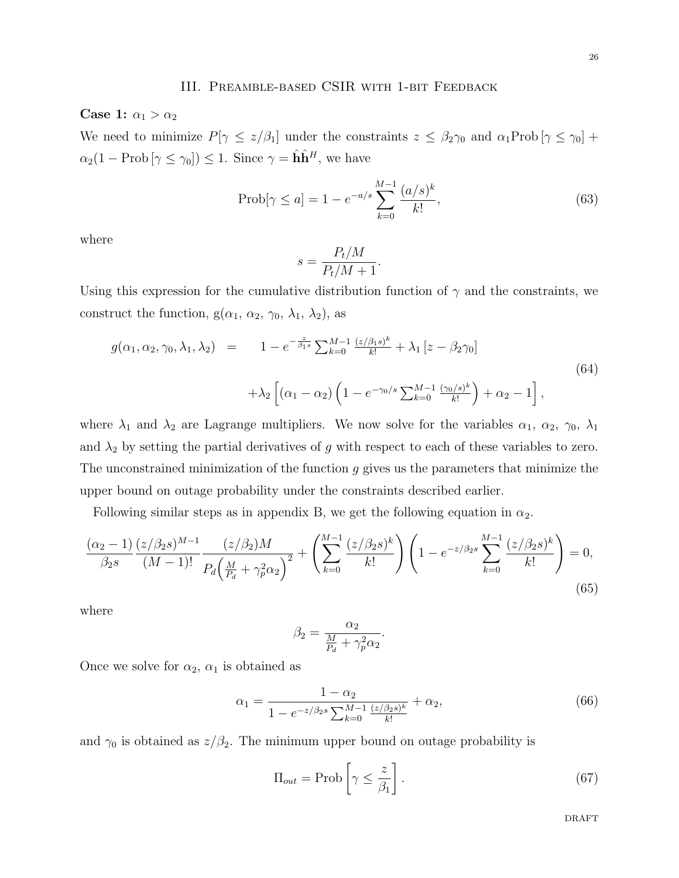## III. Preamble-based CSIR with 1-bit Feedback

**Case 1:** $\alpha_1 > \alpha_2$

We need to minimize $P[\gamma \leq z/\beta_1]$ under the constraints $z \leq \beta_2\gamma_0$ and $\alpha_1 \text{Prob}\left[\gamma \leq \gamma_0\right] + \alpha_2(1 - \text{Prob}\left[\gamma \leq \gamma_0\right]) \leq 1$. Since $\gamma = \hat{\mathbf{h}}\hat{\mathbf{h}}^H$, we have

$$\text{Prob}[\gamma \leq a] = 1 - e^{-a/s} \sum_{k=0}^{M-1} \frac{(a/s)^k}{k!}, \tag{63}$$

where

$$s = \frac{P_t/M}{P_t/M + 1}.$$

Using this expression for the cumulative distribution function of $\gamma$ and the constraints, we construct the function, g($\alpha_1$, $\alpha_2$, $\gamma_0$, $\lambda_1$, $\lambda_2$), as

$$\begin{aligned} g(\alpha_1, \alpha_2, \gamma_0, \lambda_1, \lambda_2) \quad = \quad & 1 - e^{-\frac{z}{\beta_1 s}} \sum_{k=0}^{M-1} \frac{(z/\beta_1 s)^k}{k!} + \lambda_1 \left[z - \beta_2\gamma_0\right] \\ & + \lambda_2 \left[(\alpha_1 - \alpha_2)\left(1 - e^{-\gamma_0/s} \sum_{k=0}^{M-1} \frac{(\gamma_0/s)^k}{k!}\right) + \alpha_2 - 1\right], \end{aligned} \tag{64}$$

where $\lambda_1$ and $\lambda_2$ are Lagrange multipliers. We now solve for the variables $\alpha_1$, $\alpha_2$, $\gamma_0$, $\lambda_1$ and $\lambda_2$ by setting the partial derivatives of $g$ with respect to each of these variables to zero. The unconstrained minimization of the function $g$ gives us the parameters that minimize the upper bound on outage probability under the constraints described earlier.

Following similar steps as in appendix B, we get the following equation in $\alpha_2$.

$$\frac{(\alpha_2 - 1)}{\beta_2 s} \frac{(z/\beta_2 s)^{M-1}}{(M-1)!} \frac{(z/\beta_2)M}{P_d\left(\frac{M}{P_d} + \gamma_p^2\alpha_2\right)^2} + \left(\sum_{k=0}^{M-1} \frac{(z/\beta_2 s)^k}{k!}\right)\left(1 - e^{-z/\beta_2 s} \sum_{k=0}^{M-1} \frac{(z/\beta_2 s)^k}{k!}\right) = 0, \tag{65}$$

where

$$\beta_2 = \frac{\alpha_2}{\frac{M}{P_d} + \gamma_p^2\alpha_2}.$$

Once we solve for $\alpha_2$, $\alpha_1$ is obtained as

$$\alpha_1 = \frac{1 - \alpha_2}{1 - e^{-z/\beta_2 s} \sum_{k=0}^{M-1} \frac{(z/\beta_2 s)^k}{k!}} + \alpha_2, \tag{66}$$

and $\gamma_0$ is obtained as $z/\beta_2$. The minimum upper bound on outage probability is

$$\Pi_{out} = \text{Prob}\left[\gamma \leq \frac{z}{\beta_1}\right]. \tag{67}$$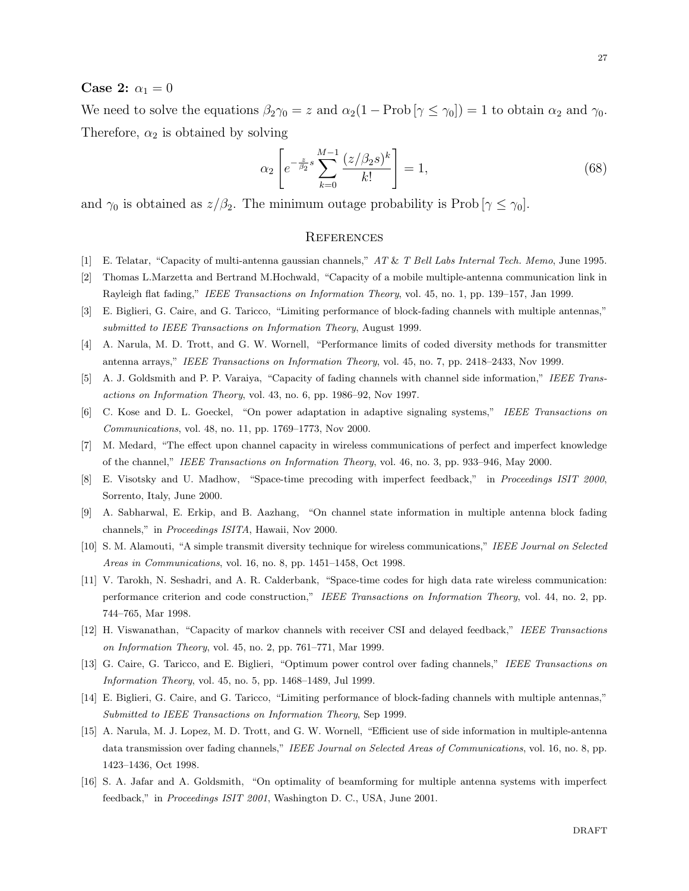**Case 2:** $\alpha_1 = 0$

We need to solve the equations $\beta_2 \gamma_0 = z$ and $\alpha_2(1 - \text{Prob}[\gamma \leq \gamma_0]) = 1$ to obtain $\alpha_2$ and $\gamma_0$. Therefore, $\alpha_2$ is obtained by solving

$$\alpha_2 \left[ e^{-\frac{z}{\beta_2} s} \sum_{k=0}^{M-1} \frac{(z/\beta_2 s)^k}{k!} \right] = 1, \tag{68}$$

and $\gamma_0$ is obtained as $z/\beta_2$. The minimum outage probability is $\text{Prob}[\gamma \leq \gamma_0]$.

## References

[1] E. Telatar, "Capacity of multi-antenna gaussian channels," *AT & T Bell Labs Internal Tech. Memo*, June 1995.

[2] Thomas L.Marzetta and Bertrand M.Hochwald, "Capacity of a mobile multiple-antenna communication link in Rayleigh flat fading," *IEEE Transactions on Information Theory*, vol. 45, no. 1, pp. 139–157, Jan 1999.

[3] E. Biglieri, G. Caire, and G. Taricco, "Limiting performance of block-fading channels with multiple antennas," *submitted to IEEE Transactions on Information Theory*, August 1999.

[4] A. Narula, M. D. Trott, and G. W. Wornell, "Performance limits of coded diversity methods for transmitter antenna arrays," *IEEE Transactions on Information Theory*, vol. 45, no. 7, pp. 2418–2433, Nov 1999.

[5] A. J. Goldsmith and P. P. Varaiya, "Capacity of fading channels with channel side information," *IEEE Transactions on Information Theory*, vol. 43, no. 6, pp. 1986–92, Nov 1997.

[6] C. Kose and D. L. Goeckel, "On power adaptation in adaptive signaling systems," *IEEE Transactions on Communications*, vol. 48, no. 11, pp. 1769–1773, Nov 2000.

[7] M. Medard, "The effect upon channel capacity in wireless communications of perfect and imperfect knowledge of the channel," *IEEE Transactions on Information Theory*, vol. 46, no. 3, pp. 933–946, May 2000.

[8] E. Visotsky and U. Madhow, "Space-time precoding with imperfect feedback," in *Proceedings ISIT 2000*, Sorrento, Italy, June 2000.

[9] A. Sabharwal, E. Erkip, and B. Aazhang, "On channel state information in multiple antenna block fading channels," in *Proceedings ISITA*, Hawaii, Nov 2000.

[10] S. M. Alamouti, "A simple transmit diversity technique for wireless communications," *IEEE Journal on Selected Areas in Communications*, vol. 16, no. 8, pp. 1451–1458, Oct 1998.

[11] V. Tarokh, N. Seshadri, and A. R. Calderbank, "Space-time codes for high data rate wireless communication: performance criterion and code construction," *IEEE Transactions on Information Theory*, vol. 44, no. 2, pp. 744–765, Mar 1998.

[12] H. Viswanathan, "Capacity of markov channels with receiver CSI and delayed feedback," *IEEE Transactions on Information Theory*, vol. 45, no. 2, pp. 761–771, Mar 1999.

[13] G. Caire, G. Taricco, and E. Biglieri, "Optimum power control over fading channels," *IEEE Transactions on Information Theory*, vol. 45, no. 5, pp. 1468–1489, Jul 1999.

[14] E. Biglieri, G. Caire, and G. Taricco, "Limiting performance of block-fading channels with multiple antennas," *Submitted to IEEE Transactions on Information Theory*, Sep 1999.

[15] A. Narula, M. J. Lopez, M. D. Trott, and G. W. Wornell, "Efficient use of side information in multiple-antenna data transmission over fading channels," *IEEE Journal on Selected Areas of Communications*, vol. 16, no. 8, pp. 1423–1436, Oct 1998.

[16] S. A. Jafar and A. Goldsmith, "On optimality of beamforming for multiple antenna systems with imperfect feedback," in *Proceedings ISIT 2001*, Washington D. C., USA, June 2001.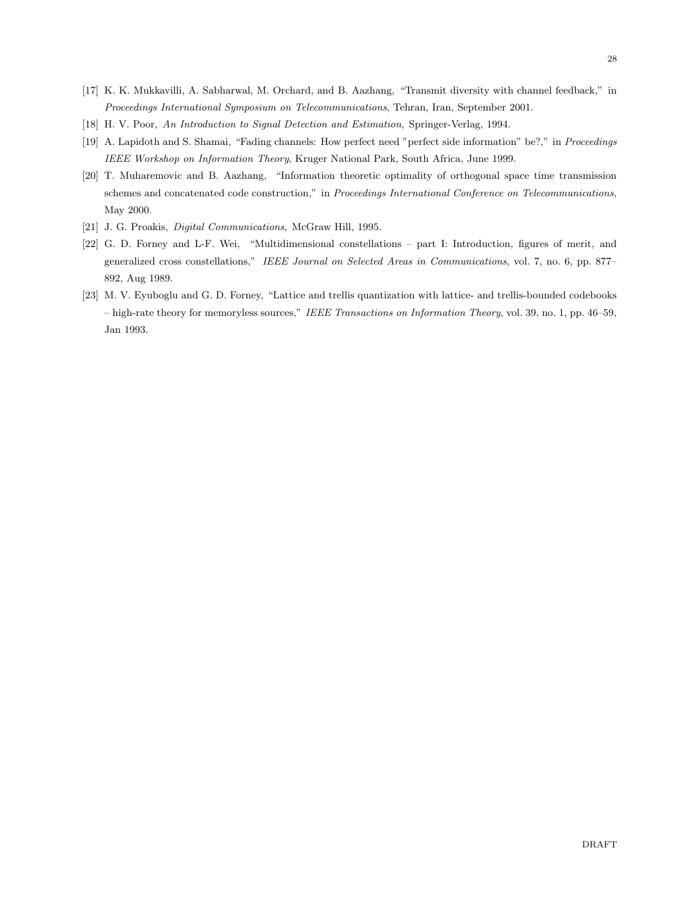[17] K. K. Mukkavilli, A. Sabharwal, M. Orchard, and B. Aazhang, "Transmit diversity with channel feedback," in *Proceedings International Symposium on Telecommunications*, Tehran, Iran, September 2001.

[18] H. V. Poor, *An Introduction to Signal Detection and Estimation*, Springer-Verlag, 1994.

[19] A. Lapidoth and S. Shamai, "Fading channels: How perfect need "perfect side information" be?," in *Proceedings IEEE Workshop on Information Theory*, Kruger National Park, South Africa, June 1999.

[20] T. Muharemovic and B. Aazhang, "Information theoretic optimality of orthogonal space time transmission schemes and concatenated code construction," in *Proceedings International Conference on Telecommunications*, May 2000.

[21] J. G. Proakis, *Digital Communications*, McGraw Hill, 1995.

[22] G. D. Forney and L-F. Wei, "Multidimensional constellations – part I: Introduction, figures of merit, and generalized cross constellations," *IEEE Journal on Selected Areas in Communications*, vol. 7, no. 6, pp. 877–892, Aug 1989.

[23] M. V. Eyuboglu and G. D. Forney, "Lattice and trellis quantization with lattice- and trellis-bounded codebooks – high-rate theory for memoryless sources," *IEEE Transactions on Information Theory*, vol. 39, no. 1, pp. 46–59, Jan 1993.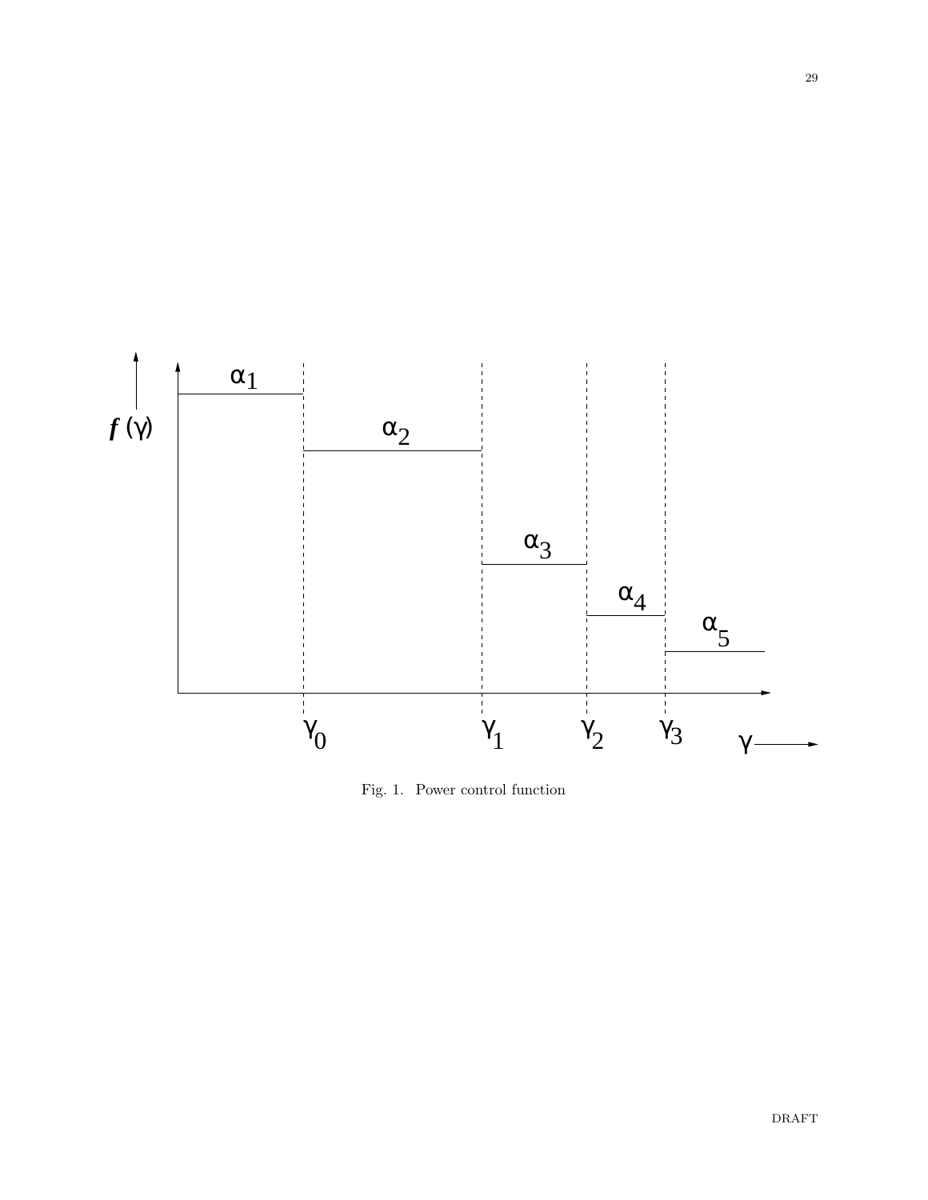Fig. 1. Power control function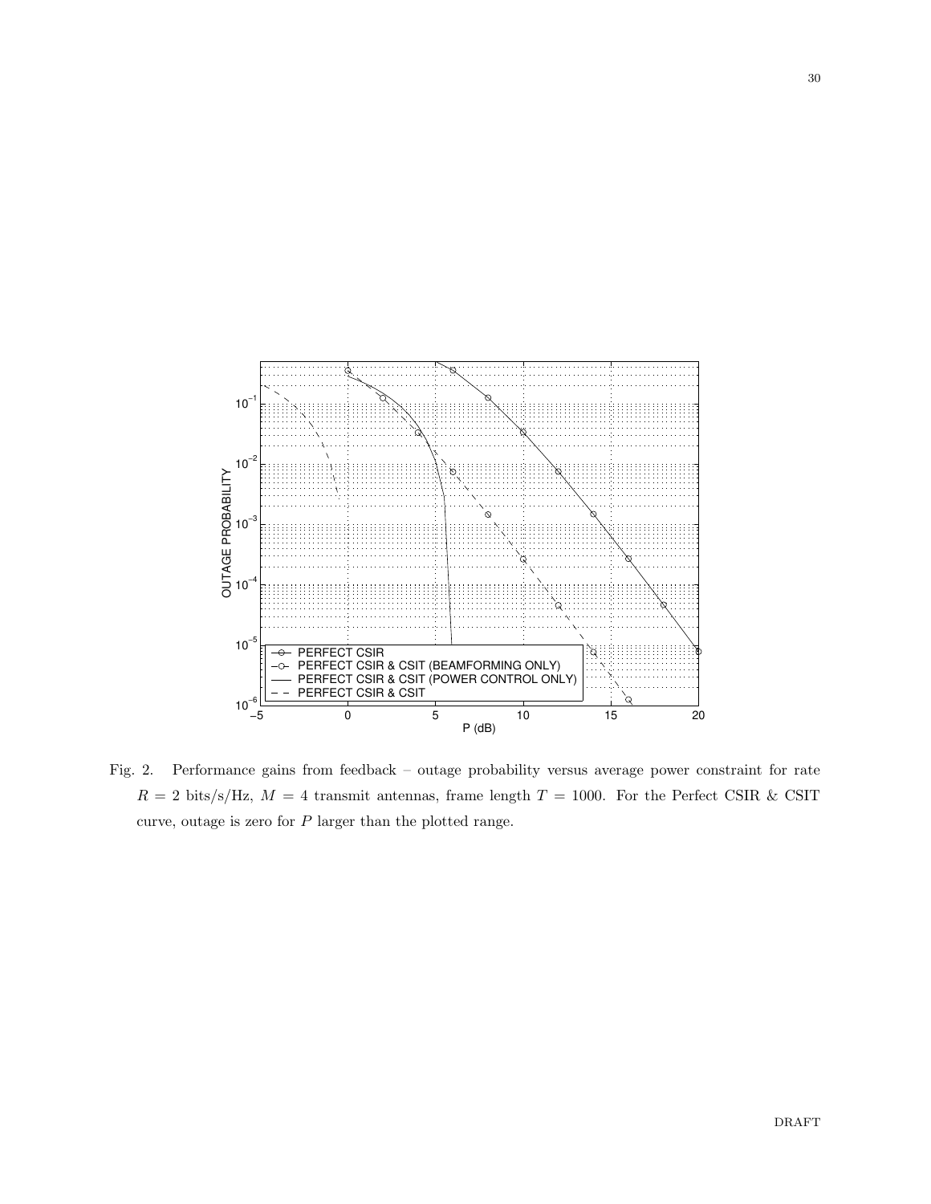Fig. 2. Performance gains from feedback – outage probability versus average power constraint for rate $R = 2$ bits/s/Hz, $M = 4$ transmit antennas, frame length $T = 1000$. For the Perfect CSIR & CSIT curve, outage is zero for $P$ larger than the plotted range.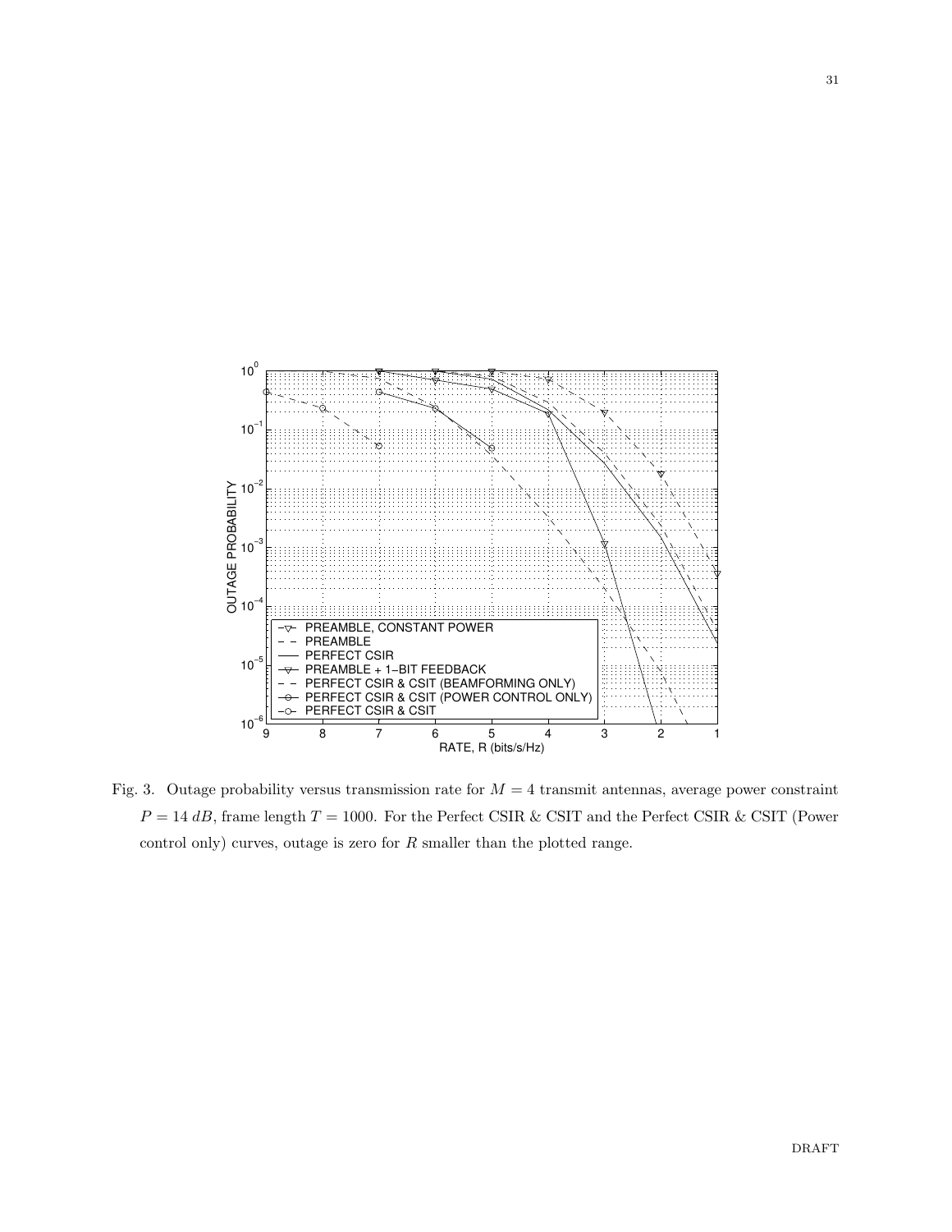Fig. 3. Outage probability versus transmission rate for $M = 4$ transmit antennas, average power constraint $P = 14\ dB$, frame length $T = 1000$. For the Perfect CSIR & CSIT and the Perfect CSIR & CSIT (Power control only) curves, outage is zero for $R$ smaller than the plotted range.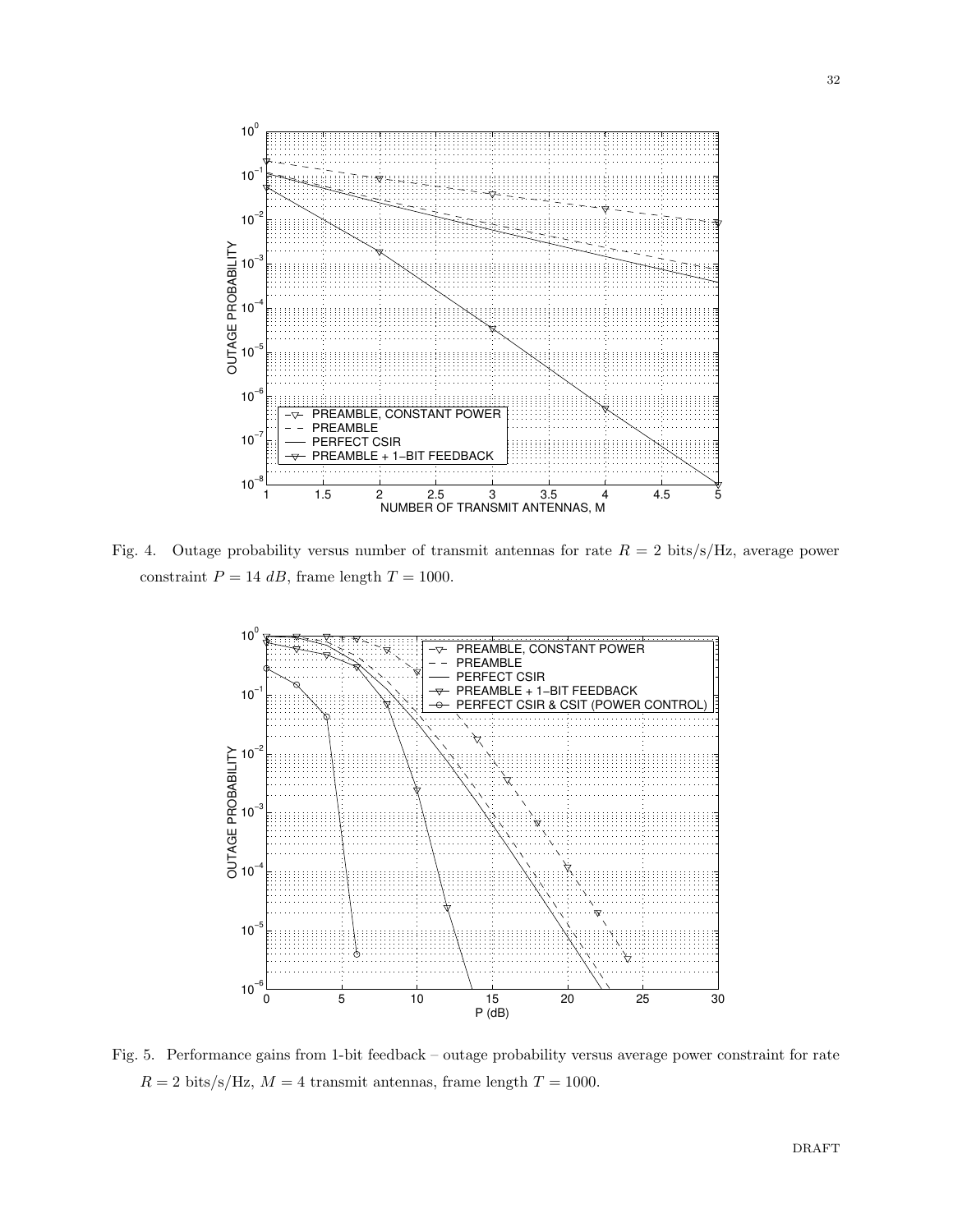Fig. 4. Outage probability versus number of transmit antennas for rate $R = 2$ bits/s/Hz, average power constraint $P = 14\ dB$, frame length $T = 1000$.

Fig. 5. Performance gains from 1-bit feedback – outage probability versus average power constraint for rate $R = 2$ bits/s/Hz, $M = 4$ transmit antennas, frame length $T = 1000$.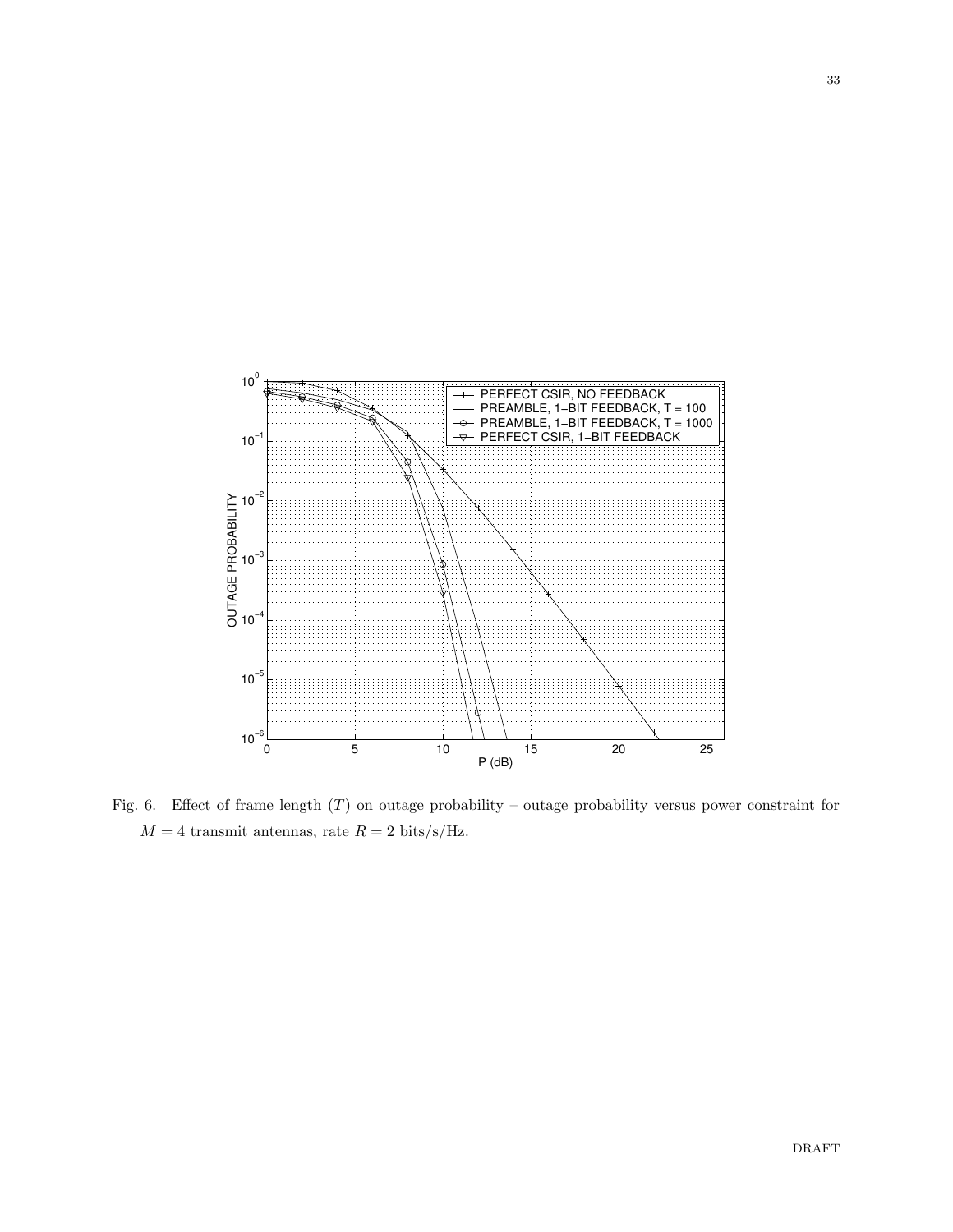Fig. 6. Effect of frame length ($T$) on outage probability – outage probability versus power constraint for $M = 4$ transmit antennas, rate $R = 2$ bits/s/Hz.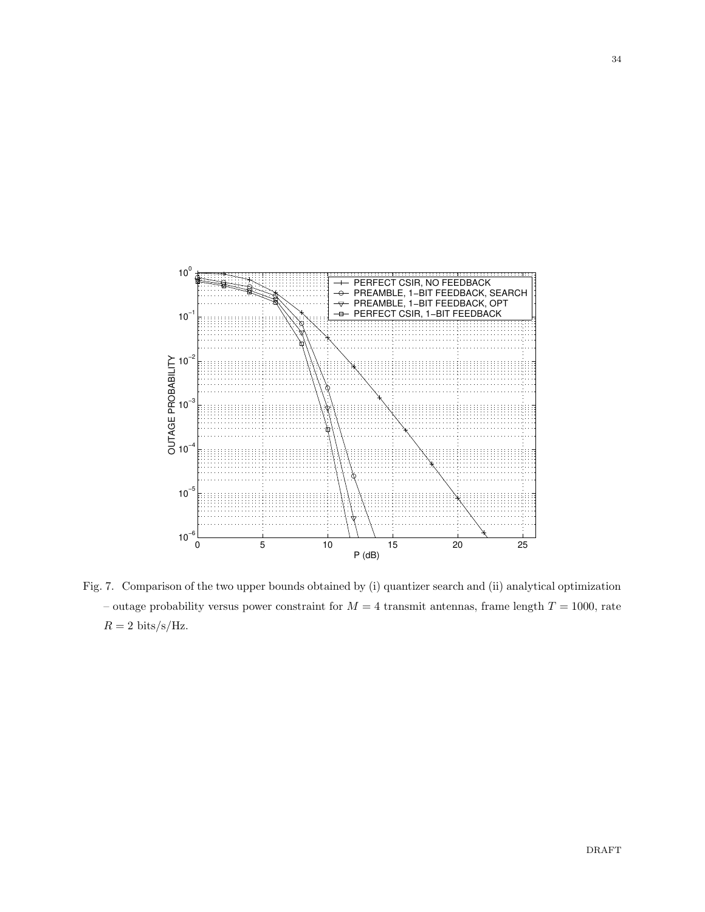Fig. 7. Comparison of the two upper bounds obtained by (i) quantizer search and (ii) analytical optimization – outage probability versus power constraint for $M = 4$ transmit antennas, frame length $T = 1000$, rate $R = 2$ bits/s/Hz.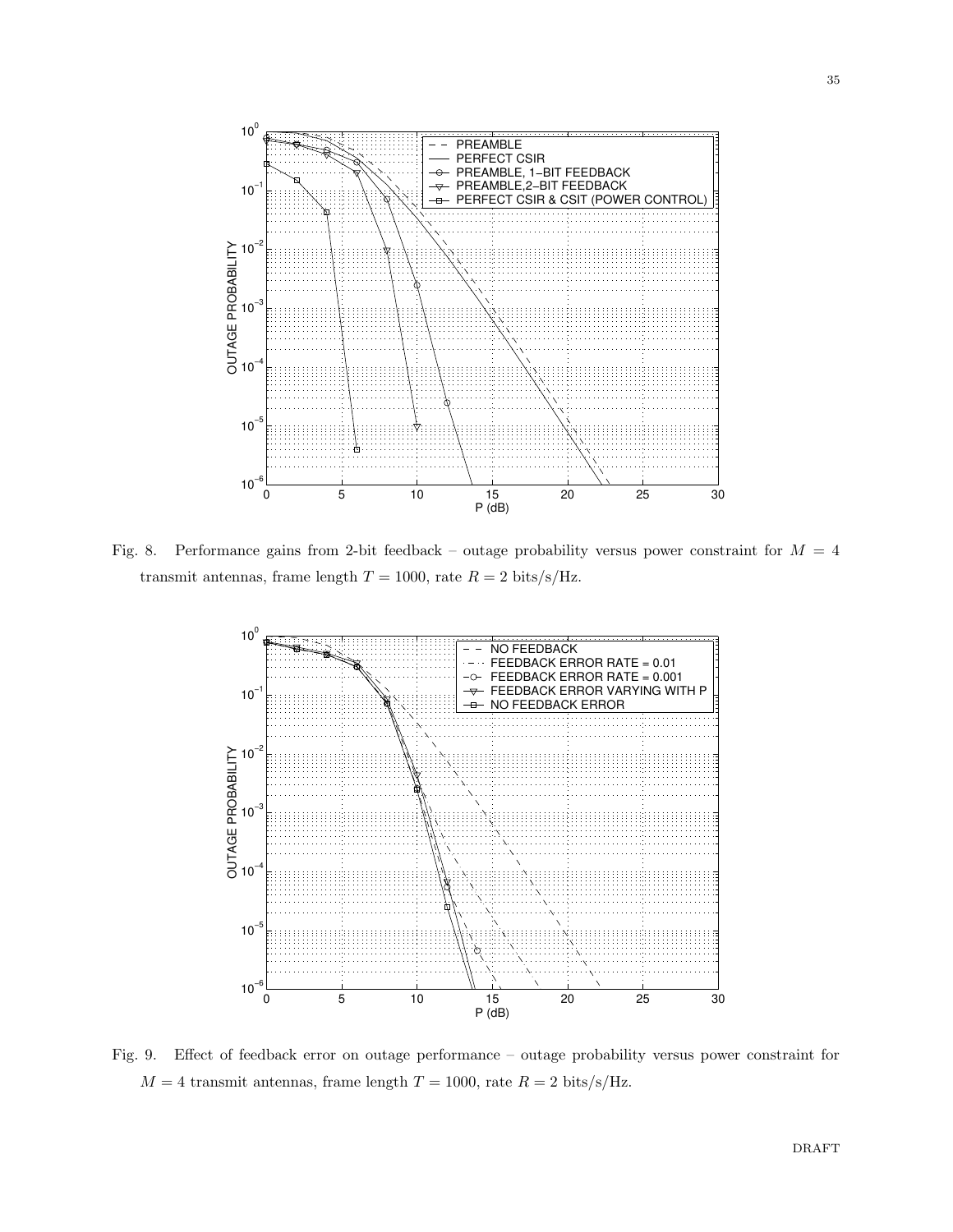Fig. 8. Performance gains from 2-bit feedback – outage probability versus power constraint for $M = 4$ transmit antennas, frame length $T = 1000$, rate $R = 2$ bits/s/Hz.

Fig. 9. Effect of feedback error on outage performance – outage probability versus power constraint for $M = 4$ transmit antennas, frame length $T = 1000$, rate $R = 2$ bits/s/Hz.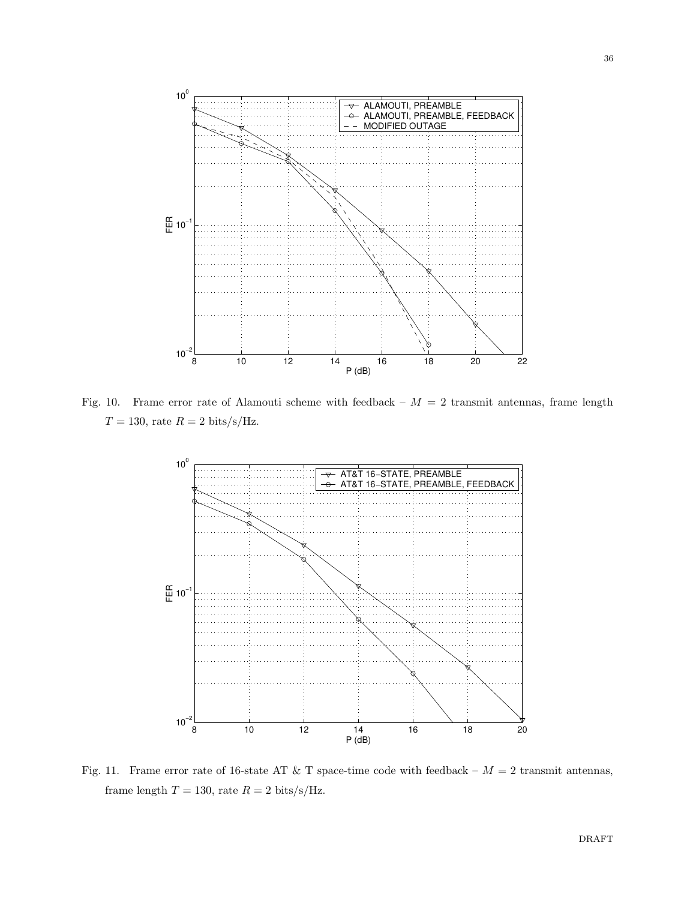$10^0$

$10^{-1}$

$10^{-2}$

FER

8 10 12 14 16 18 20 22

P (dB)

ALAMOUTI, PREAMBLE

ALAMOUTI, PREAMBLE, FEEDBACK

MODIFIED OUTAGE

Fig. 10. Frame error rate of Alamouti scheme with feedback – $M = 2$ transmit antennas, frame length $T = 130$, rate $R = 2$ bits/s/Hz.

$10^0$

$10^{-1}$

$10^{-2}$

FER

8 10 12 14 16 18 20

P (dB)

AT&T 16–STATE, PREAMBLE

AT&T 16–STATE, PREAMBLE, FEEDBACK

Fig. 11. Frame error rate of 16-state AT & T space-time code with feedback – $M = 2$ transmit antennas, frame length $T = 130$, rate $R = 2$ bits/s/Hz.

DRAFT